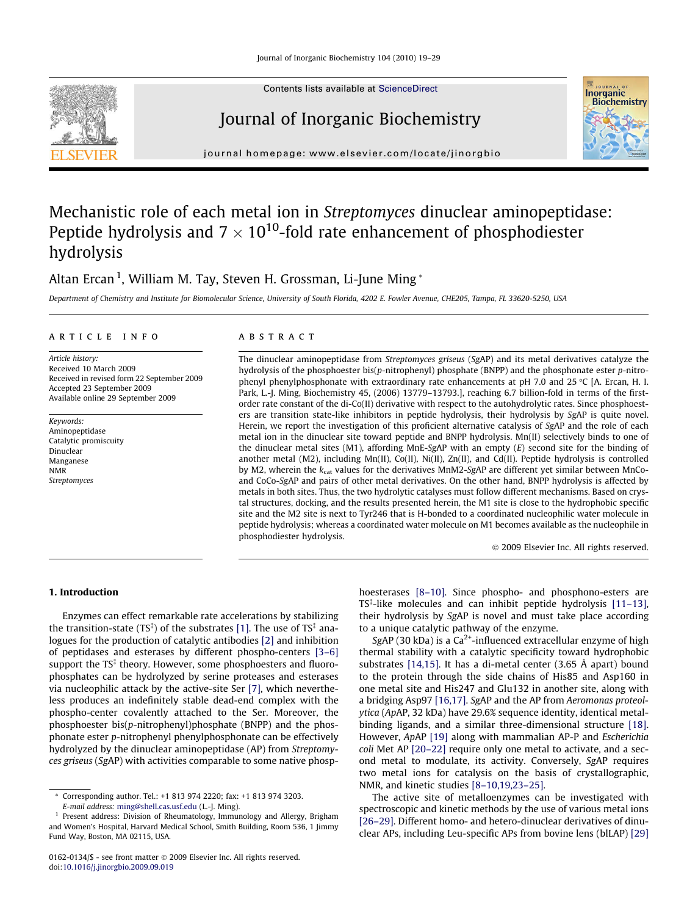# Mechanistic role of each metal ion in *Streptomyces* dinuclear aminopeptidase: Peptide hydrolysis and $7 \times 10^{10}$-fold rate enhancement of phosphodiester hydrolysis

Altan Ercan [1], William M. Tay, Steven H. Grossman, Li-June Ming *

*Department of Chemistry and Institute for Biomolecular Science, University of South Florida, 4202 E. Fowler Avenue, CHE205, Tampa, FL 33620-5250, USA*

## ARTICLE INFO

*Article history:*
Received 10 March 2009
Received in revised form 22 September 2009
Accepted 23 September 2009
Available online 29 September 2009

*Keywords:*
Aminopeptidase
Catalytic promiscuity
Dinuclear
Manganese
NMR
*Streptomyces*

## ABSTRACT

The dinuclear aminopeptidase from *Streptomyces griseus* (*Sg*AP) and its metal derivatives catalyze the hydrolysis of the phosphoester bis(*p*-nitrophenyl) phosphate (BNPP) and the phosphonate ester *p*-nitrophenyl phenylphosphonate with extraordinary rate enhancements at pH 7.0 and 25 °C [A. Ercan, H. I. Park, L.-J. Ming, Biochemistry 45, (2006) 13779–13793.], reaching 6.7 billion-fold in terms of the first-order rate constant of the di-Co(II) derivative with respect to the autohydrolytic rates. Since phosphoesters are transition state-like inhibitors in peptide hydrolysis, their hydrolysis by *Sg*AP is quite novel. Herein, we report the investigation of this proficient alternative catalysis of *Sg*AP and the role of each metal ion in the dinuclear site toward peptide and BNPP hydrolysis. Mn(II) selectively binds to one of the dinuclear metal sites (M1), affording MnE-*Sg*AP with an empty (*E*) second site for the binding of another metal (M2), including Mn(II), Co(II), Ni(II), Zn(II), and Cd(II). Peptide hydrolysis is controlled by M2, wherein the $k_{cat}$ values for the derivatives MnM2-*Sg*AP are different yet similar between MnCo- and CoCo-*Sg*AP and pairs of other metal derivatives. On the other hand, BNPP hydrolysis is affected by metals in both sites. Thus, the two hydrolytic catalyses must follow different mechanisms. Based on crystal structures, docking, and the results presented herein, the M1 site is close to the hydrophobic specific site and the M2 site is next to Tyr246 that is H-bonded to a coordinated nucleophilic water molecule in peptide hydrolysis; whereas a coordinated water molecule on M1 becomes available as the nucleophile in phosphodiester hydrolysis.

© 2009 Elsevier Inc. All rights reserved.

## 1. Introduction

Enzymes can effect remarkable rate accelerations by stabilizing the transition-state (TS$^‡$) of the substrates [1]. The use of TS$^‡$ analogues for the production of catalytic antibodies [2] and inhibition of peptidases and esterases by different phospho-centers [3–6] support the TS$^‡$ theory. However, some phosphoesters and fluorophosphates can be hydrolyzed by serine proteases and esterases via nucleophilic attack by the active-site Ser [7], which nevertheless produces an indefinitely stable dead-end complex with the phospho-center covalently attached to the Ser. Moreover, the phosphoester bis(*p*-nitrophenyl)phosphate (BNPP) and the phosphonate ester *p*-nitrophenyl phenylphosphonate can be effectively hydrolyzed by the dinuclear aminopeptidase (AP) from *Streptomyces griseus* (*Sg*AP) with activities comparable to some native phosphoesterases [8–10]. Since phospho- and phosphono-esters are TS$^‡$-like molecules and can inhibit peptide hydrolysis [11–13], their hydrolysis by *Sg*AP is novel and must take place according to a unique catalytic pathway of the enzyme.

*Sg*AP (30 kDa) is a $Ca^{2+}$-influenced extracellular enzyme of high thermal stability with a catalytic specificity toward hydrophobic substrates [14,15]. It has a di-metal center (3.65 Å apart) bound to the protein through the side chains of His85 and Asp160 in one metal site and His247 and Glu132 in another site, along with a bridging Asp97 [16,17]. *Sg*AP and the AP from *Aeromonas proteolytica* (*Ap*AP, 32 kDa) have 29.6% sequence identity, identical metal-binding ligands, and a similar three-dimensional structure [18]. However, *Ap*AP [19] along with mammalian AP-P and *Escherichia coli* Met AP [20–22] require only one metal to activate, and a second metal to modulate, its activity. Conversely, *Sg*AP requires two metal ions for catalysis on the basis of crystallographic, NMR, and kinetic studies [8–10,19,23–25].

The active site of metalloenzymes can be investigated with spectroscopic and kinetic methods by the use of various metal ions [26–29]. Different homo- and hetero-dinuclear derivatives of dinuclear APs, including Leu-specific APs from bovine lens (blLAP) [29]

---

\* Corresponding author. Tel.: +1 813 974 2220; fax: +1 813 974 3203. *E-mail address:* ming@shell.cas.usf.edu (L.-J. Ming).

[1] Present address: Division of Rheumatology, Immunology and Allergy, Brigham and Women's Hospital, Harvard Medical School, Smith Building, Room 536, 1 Jimmy Fund Way, Boston, MA 02115, USA.

0162-0134/$ - see front matter © 2009 Elsevier Inc. All rights reserved.
doi:10.1016/j.jinorgbio.2009.09.019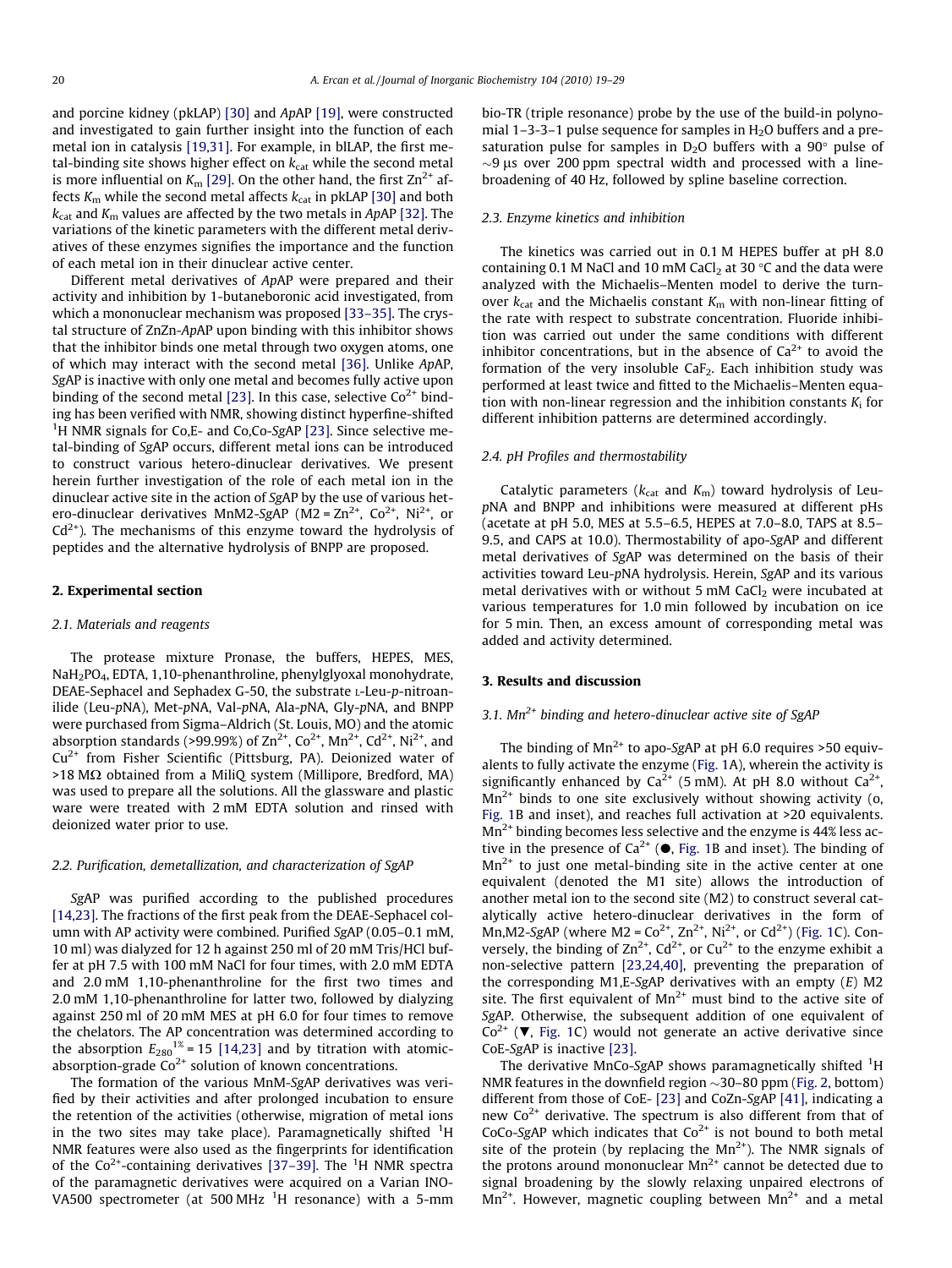and porcine kidney (pkLAP) [30] and *Ap*AP [19], were constructed and investigated to gain further insight into the function of each metal ion in catalysis [19,31]. For example, in blLAP, the first metal-binding site shows higher effect on $k_{cat}$ while the second metal is more influential on $K_m$ [29]. On the other hand, the first $Zn^{2+}$ affects $K_m$ while the second metal affects $k_{cat}$ in pkLAP [30] and both $k_{cat}$ and $K_m$ values are affected by the two metals in *Ap*AP [32]. The variations of the kinetic parameters with the different metal derivatives of these enzymes signifies the importance and the function of each metal ion in their dinuclear active center.

Different metal derivatives of *Ap*AP were prepared and their activity and inhibition by 1-butaneboronic acid investigated, from which a mononuclear mechanism was proposed [33–35]. The crystal structure of ZnZn-*Ap*AP upon binding with this inhibitor shows that the inhibitor binds one metal through two oxygen atoms, one of which may interact with the second metal [36]. Unlike *Ap*AP, *Sg*AP is inactive with only one metal and becomes fully active upon binding of the second metal [23]. In this case, selective $Co^{2+}$ binding has been verified with NMR, showing distinct hyperfine-shifted $^1$H NMR signals for Co,E- and Co,Co-*Sg*AP [23]. Since selective metal-binding of *Sg*AP occurs, different metal ions can be introduced to construct various hetero-dinuclear derivatives. We present herein further investigation of the role of each metal ion in the dinuclear active site in the action of *Sg*AP by the use of various hetero-dinuclear derivatives MnM2-*Sg*AP (M2 = $Zn^{2+}$, $Co^{2+}$, $Ni^{2+}$, or $Cd^{2+}$). The mechanisms of this enzyme toward the hydrolysis of peptides and the alternative hydrolysis of BNPP are proposed.

## 2. Experimental section

### 2.1. Materials and reagents

The protease mixture Pronase, the buffers, HEPES, MES, $NaH_2PO_4$, EDTA, 1,10-phenanthroline, phenylglyoxal monohydrate, DEAE-Sephacel and Sephadex G-50, the substrate L-Leu-*p*-nitroanilide (Leu-*p*NA), Met-*p*NA, Val-*p*NA, Ala-*p*NA, Gly-*p*NA, and BNPP were purchased from Sigma–Aldrich (St. Louis, MO) and the atomic absorption standards (>99.99%) of $Zn^{2+}$, $Co^{2+}$, $Mn^{2+}$, $Cd^{2+}$, $Ni^{2+}$, and $Cu^{2+}$ from Fisher Scientific (Pittsburg, PA). Deionized water of >18 MΩ obtained from a MiliQ system (Millipore, Bredford, MA) was used to prepare all the solutions. All the glassware and plastic ware were treated with 2 mM EDTA solution and rinsed with deionized water prior to use.

### 2.2. Purification, demetallization, and characterization of SgAP

*Sg*AP was purified according to the published procedures [14,23]. The fractions of the first peak from the DEAE-Sephacel column with AP activity were combined. Purified *Sg*AP (0.05–0.1 mM, 10 ml) was dialyzed for 12 h against 250 ml of 20 mM Tris/HCl buffer at pH 7.5 with 100 mM NaCl for four times, with 2.0 mM EDTA and 2.0 mM 1,10-phenanthroline for the first two times and 2.0 mM 1,10-phenanthroline for latter two, followed by dialyzing against 250 ml of 20 mM MES at pH 6.0 for four times to remove the chelators. The AP concentration was determined according to the absorption $E_{280}{}^{1\%} = 15$ [14,23] and by titration with atomic-absorption-grade $Co^{2+}$ solution of known concentrations.

The formation of the various MnM-*Sg*AP derivatives was verified by their activities and after prolonged incubation to ensure the retention of the activities (otherwise, migration of metal ions in the two sites may take place). Paramagnetically shifted $^1$H NMR features were also used as the fingerprints for identification of the $Co^{2+}$-containing derivatives [37–39]. The $^1$H NMR spectra of the paramagnetic derivatives were acquired on a Varian INOVA500 spectrometer (at 500 MHz $^1$H resonance) with a 5-mm bio-TR (triple resonance) probe by the use of the build-in polynomial 1–3-3–1 pulse sequence for samples in $H_2O$ buffers and a presaturation pulse for samples in $D_2O$ buffers with a 90° pulse of ~9 μs over 200 ppm spectral width and processed with a line-broadening of 40 Hz, followed by spline baseline correction.

### 2.3. Enzyme kinetics and inhibition

The kinetics was carried out in 0.1 M HEPES buffer at pH 8.0 containing 0.1 M NaCl and 10 mM $CaCl_2$ at 30 °C and the data were analyzed with the Michaelis–Menten model to derive the turnover $k_{cat}$ and the Michaelis constant $K_m$ with non-linear fitting of the rate with respect to substrate concentration. Fluoride inhibition was carried out under the same conditions with different inhibitor concentrations, but in the absence of $Ca^{2+}$ to avoid the formation of the very insoluble $CaF_2$. Each inhibition study was performed at least twice and fitted to the Michaelis–Menten equation with non-linear regression and the inhibition constants $K_i$ for different inhibition patterns are determined accordingly.

### 2.4. pH Profiles and thermostability

Catalytic parameters ($k_{cat}$ and $K_m$) toward hydrolysis of Leu-*p*NA and BNPP and inhibitions were measured at different pHs (acetate at pH 5.0, MES at 5.5–6.5, HEPES at 7.0–8.0, TAPS at 8.5–9.5, and CAPS at 10.0). Thermostability of apo-*Sg*AP and different metal derivatives of *Sg*AP was determined on the basis of their activities toward Leu-*p*NA hydrolysis. Herein, *Sg*AP and its various metal derivatives with or without 5 mM $CaCl_2$ were incubated at various temperatures for 1.0 min followed by incubation on ice for 5 min. Then, an excess amount of corresponding metal was added and activity determined.

## 3. Results and discussion

### 3.1. $Mn^{2+}$ binding and hetero-dinuclear active site of SgAP

The binding of $Mn^{2+}$ to apo-*Sg*AP at pH 6.0 requires >50 equivalents to fully activate the enzyme (Fig. 1A), wherein the activity is significantly enhanced by $Ca^{2+}$ (5 mM). At pH 8.0 without $Ca^{2+}$, $Mn^{2+}$ binds to one site exclusively without showing activity (o, Fig. 1B and inset), and reaches full activation at >20 equivalents. $Mn^{2+}$ binding becomes less selective and the enzyme is 44% less active in the presence of $Ca^{2+}$ (●, Fig. 1B and inset). The binding of $Mn^{2+}$ to just one metal-binding site in the active center at one equivalent (denoted the M1 site) allows the introduction of another metal ion to the second site (M2) to construct several catalytically active hetero-dinuclear derivatives in the form of Mn,M2-*Sg*AP (where M2 = $Co^{2+}$, $Zn^{2+}$, $Ni^{2+}$, or $Cd^{2+}$) (Fig. 1C). Conversely, the binding of $Zn^{2+}$, $Cd^{2+}$, or $Cu^{2+}$ to the enzyme exhibit a non-selective pattern [23,24,40], preventing the preparation of the corresponding M1,E-*Sg*AP derivatives with an empty (*E*) M2 site. The first equivalent of $Mn^{2+}$ must bind to the active site of *Sg*AP. Otherwise, the subsequent addition of one equivalent of $Co^{2+}$ (▼, Fig. 1C) would not generate an active derivative since CoE-*Sg*AP is inactive [23].

The derivative MnCo-*Sg*AP shows paramagnetically shifted $^1$H NMR features in the downfield region ~30–80 ppm (Fig. 2, bottom) different from those of CoE- [23] and CoZn-*Sg*AP [41], indicating a new $Co^{2+}$ derivative. The spectrum is also different from that of CoCo-*Sg*AP which indicates that $Co^{2+}$ is not bound to both metal site of the protein (by replacing the $Mn^{2+}$). The NMR signals of the protons around mononuclear $Mn^{2+}$ cannot be detected due to signal broadening by the slowly relaxing unpaired electrons of $Mn^{2+}$. However, magnetic coupling between $Mn^{2+}$ and a metal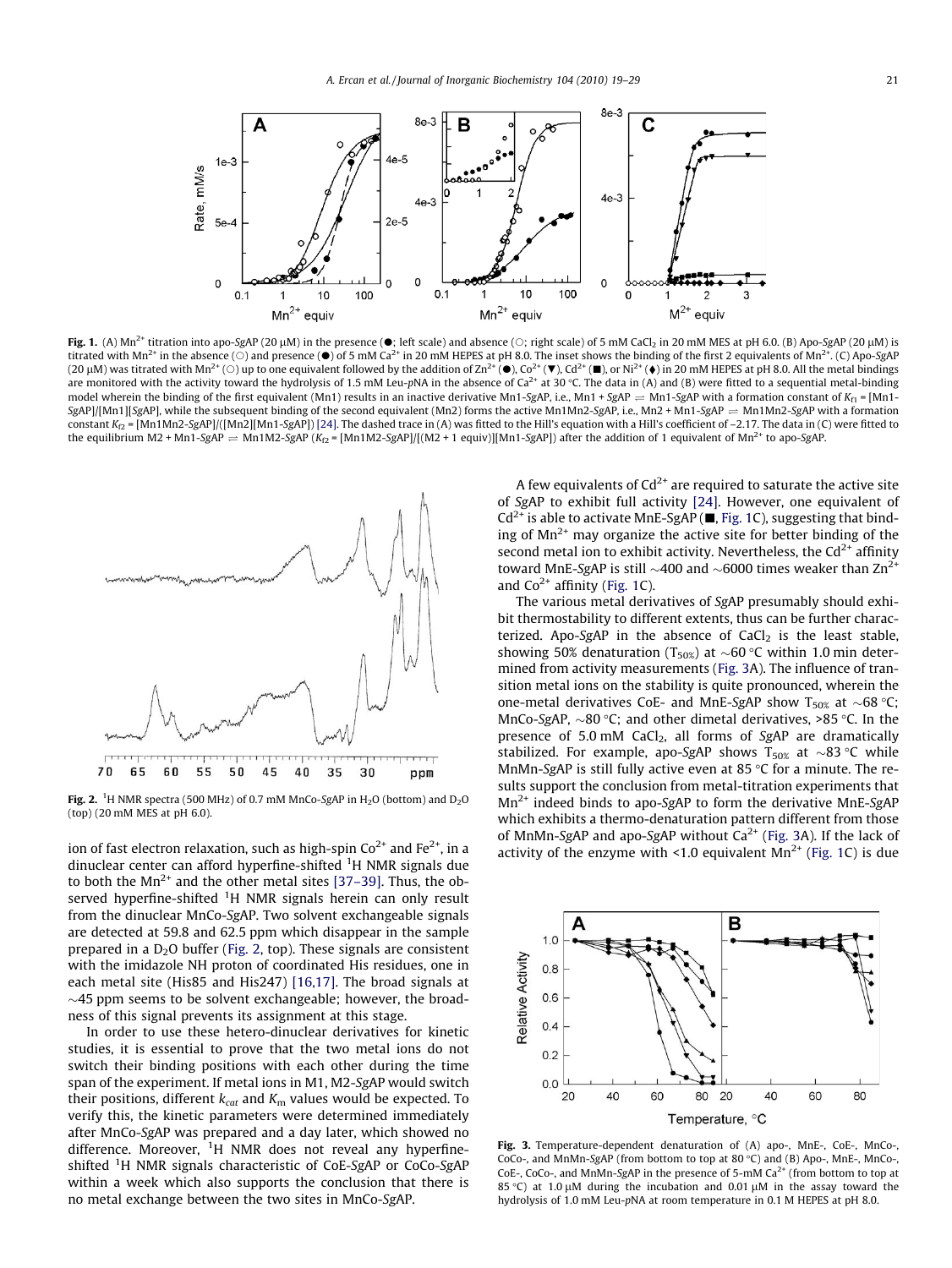**Fig. 1.** (A) $Mn^{2+}$ titration into apo-*Sg*AP (20 μM) in the presence (●; left scale) and absence (○; right scale) of 5 mM $CaCl_2$ in 20 mM MES at pH 6.0. (B) Apo-*Sg*AP (20 μM) is titrated with $Mn^{2+}$ in the absence (○) and presence (●) of 5 mM $Ca^{2+}$ in 20 mM HEPES at pH 8.0. The inset shows the binding of the first 2 equivalents of $Mn^{2+}$. (C) Apo-*Sg*AP (20 μM) was titrated with $Mn^{2+}$ (○) up to one equivalent followed by the addition of $Zn^{2+}$ (●), $Co^{2+}$ (▼), $Cd^{2+}$ (■), or $Ni^{2+}$ (♦) in 20 mM HEPES at pH 8.0. All the metal bindings are monitored with the activity toward the hydrolysis of 1.5 mM Leu-*p*NA in the absence of $Ca^{2+}$ at 30 °C. The data in (A) and (B) were fitted to a sequential metal-binding model wherein the binding of the first equivalent (Mn1) results in an inactive derivative Mn1-*Sg*AP, i.e., Mn1 + *Sg*AP ⇌ Mn1-*Sg*AP with a formation constant of $K_{f1}$ = [Mn1-*Sg*AP]/[Mn1][*Sg*AP], while the subsequent binding of the second equivalent (Mn2) forms the active Mn1Mn2-*Sg*AP, i.e., Mn2 + Mn1-*Sg*AP ⇌ Mn1Mn2-*Sg*AP with a formation constant $K_{f2}$ = [Mn1Mn2-*Sg*AP]/([Mn2][Mn1-*Sg*AP]) [24]. The dashed trace in (A) was fitted to the Hill's equation with a Hill's coefficient of −2.17. The data in (C) were fitted to the equilibrium M2 + Mn1-*Sg*AP ⇌ Mn1M2-*Sg*AP ($K_{f2}$ = [Mn1M2-*Sg*AP]/[(M2 + 1 equiv)][Mn1-*Sg*AP]) after the addition of 1 equivalent of $Mn^{2+}$ to apo-*Sg*AP.

**Fig. 2.** $^1H$ NMR spectra (500 MHz) of 0.7 mM MnCo-*Sg*AP in $H_2O$ (bottom) and $D_2O$ (top) (20 mM MES at pH 6.0).

ion of fast electron relaxation, such as high-spin $Co^{2+}$ and $Fe^{2+}$, in a dinuclear center can afford hyperfine-shifted $^1H$ NMR signals due to both the $Mn^{2+}$ and the other metal sites [37–39]. Thus, the observed hyperfine-shifted $^1H$ NMR signals herein can only result from the dinuclear MnCo-*Sg*AP. Two solvent exchangeable signals are detected at 59.8 and 62.5 ppm which disappear in the sample prepared in a $D_2O$ buffer (Fig. 2, top). These signals are consistent with the imidazole NH proton of coordinated His residues, one in each metal site (His85 and His247) [16,17]. The broad signals at ~45 ppm seems to be solvent exchangeable; however, the broadness of this signal prevents its assignment at this stage.

In order to use these hetero-dinuclear derivatives for kinetic studies, it is essential to prove that the two metal ions do not switch their binding positions with each other during the time span of the experiment. If metal ions in M1, M2-*Sg*AP would switch their positions, different $k_{cat}$ and $K_m$ values would be expected. To verify this, the kinetic parameters were determined immediately after MnCo-*Sg*AP was prepared and a day later, which showed no difference. Moreover, $^1H$ NMR does not reveal any hyperfine-shifted $^1H$ NMR signals characteristic of CoE-*Sg*AP or CoCo-*Sg*AP within a week which also supports the conclusion that there is no metal exchange between the two sites in MnCo-*Sg*AP.

A few equivalents of $Cd^{2+}$ are required to saturate the active site of *Sg*AP to exhibit full activity [24]. However, one equivalent of $Cd^{2+}$ is able to activate MnE-*Sg*AP (■, Fig. 1C), suggesting that binding of $Mn^{2+}$ may organize the active site for better binding of the second metal ion to exhibit activity. Nevertheless, the $Cd^{2+}$ affinity toward MnE-*Sg*AP is still ~400 and ~6000 times weaker than $Zn^{2+}$ and $Co^{2+}$ affinity (Fig. 1C).

The various metal derivatives of *Sg*AP presumably should exhibit thermostability to different extents, thus can be further characterized. Apo-*Sg*AP in the absence of $CaCl_2$ is the least stable, showing 50% denaturation ($T_{50\%}$) at ~60 °C within 1.0 min determined from activity measurements (Fig. 3A). The influence of transition metal ions on the stability is quite pronounced, wherein the one-metal derivatives CoE- and MnE-*Sg*AP show $T_{50\%}$ at ~68 °C; MnCo-*Sg*AP, ~80 °C; and other dimetal derivatives, >85 °C. In the presence of 5.0 mM $CaCl_2$, all forms of *Sg*AP are dramatically stabilized. For example, apo-*Sg*AP shows $T_{50\%}$ at ~83 °C while MnMn-*Sg*AP is still fully active even at 85 °C for a minute. The results support the conclusion from metal-titration experiments that $Mn^{2+}$ indeed binds to apo-*Sg*AP to form the derivative MnE-*Sg*AP which exhibits a thermo-denaturation pattern different from those of MnMn-*Sg*AP and apo-*Sg*AP without $Ca^{2+}$ (Fig. 3A). If the lack of activity of the enzyme with <1.0 equivalent $Mn^{2+}$ (Fig. 1C) is due

**Fig. 3.** Temperature-dependent denaturation of (A) apo-, MnE-, CoE-, MnCo-, CoCo-, and MnMn-*Sg*AP (from bottom to top at 80 °C) and (B) Apo-, MnE-, MnCo-, CoE-, CoCo-, and MnMn-*Sg*AP in the presence of 5-mM $Ca^{2+}$ (from bottom to top at 85 °C) at 1.0 μM during the incubation and 0.01 μM in the assay toward the hydrolysis of 1.0 mM Leu-*p*NA at room temperature in 0.1 M HEPES at pH 8.0.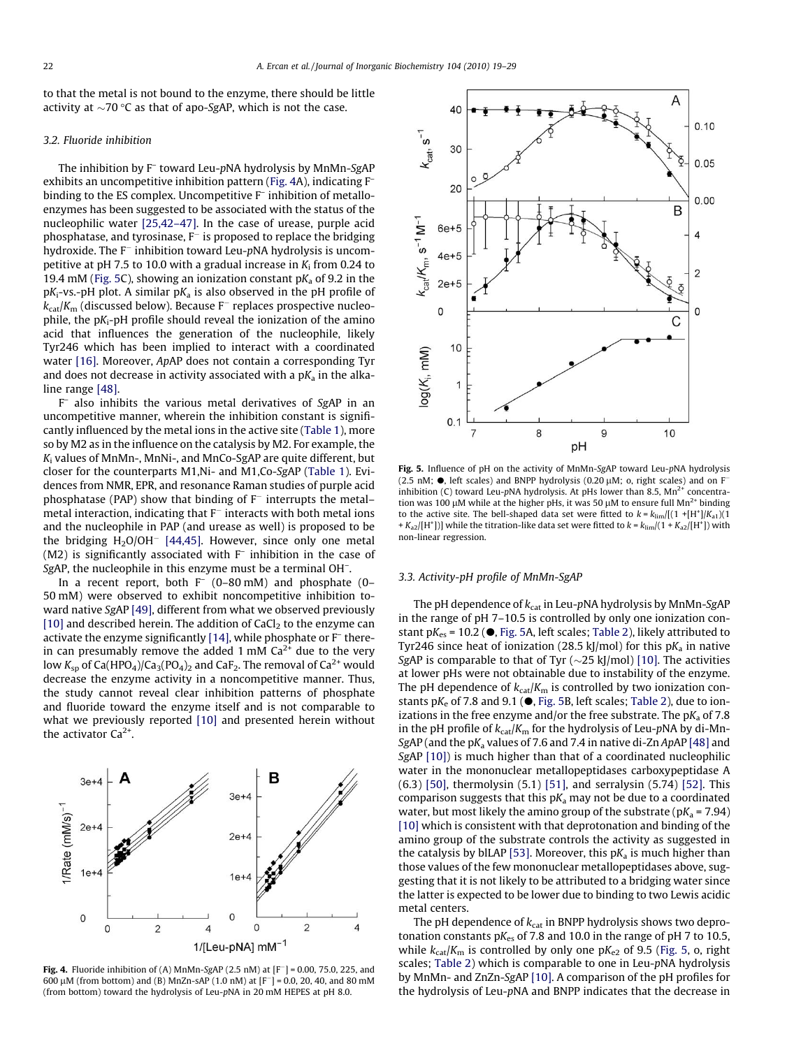to that the metal is not bound to the enzyme, there should be little activity at ~70 °C as that of apo-*Sg*AP, which is not the case.

### 3.2. Fluoride inhibition

The inhibition by $F^-$ toward Leu-*p*NA hydrolysis by MnMn-*Sg*AP exhibits an uncompetitive inhibition pattern (Fig. 4A), indicating $F^-$ binding to the ES complex. Uncompetitive $F^-$ inhibition of metalloenzymes has been suggested to be associated with the status of the nucleophilic water [25,42–47]. In the case of urease, purple acid phosphatase, and tyrosinase, $F^-$ is proposed to replace the bridging hydroxide. The $F^-$ inhibition toward Leu-*p*NA hydrolysis is uncompetitive at pH 7.5 to 10.0 with a gradual increase in $K_i$ from 0.24 to 19.4 mM (Fig. 5C), showing an ionization constant $pK_a$ of 9.2 in the $pK_i$-vs.-pH plot. A similar $pK_a$ is also observed in the pH profile of $k_{cat}/K_m$ (discussed below). Because $F^-$ replaces prospective nucleophile, the $pK_i$-pH profile should reveal the ionization of the amino acid that influences the generation of the nucleophile, likely Tyr246 which has been implied to interact with a coordinated water [16]. Moreover, *Ap*AP does not contain a corresponding Tyr and does not decrease in activity associated with a $pK_a$ in the alkaline range [48].

$F^-$ also inhibits the various metal derivatives of *Sg*AP in an uncompetitive manner, wherein the inhibition constant is significantly influenced by the metal ions in the active site (Table 1), more so by M2 as in the influence on the catalysis by M2. For example, the $K_i$ values of MnMn-, MnNi-, and MnCo-*Sg*AP are quite different, but closer for the counterparts M1,Ni- and M1,Co-*Sg*AP (Table 1). Evidences from NMR, EPR, and resonance Raman studies of purple acid phosphatase (PAP) show that binding of $F^-$ interrupts the metal–metal interaction, indicating that $F^-$ interacts with both metal ions and the nucleophile in PAP (and urease as well) is proposed to be the bridging $H_2O/OH^-$ [44,45]. However, since only one metal (M2) is significantly associated with $F^-$ inhibition in the case of *Sg*AP, the nucleophile in this enzyme must be a terminal $OH^-$.

In a recent report, both $F^-$ (0–80 mM) and phosphate (0–50 mM) were observed to exhibit noncompetitive inhibition toward native *Sg*AP [49], different from what we observed previously [10] and described herein. The addition of $CaCl_2$ to the enzyme can activate the enzyme significantly [14], while phosphate or $F^-$ therein can presumably remove the added 1 mM $Ca^{2+}$ due to the very low $K_{sp}$ of $Ca(HPO_4)/Ca_3(PO_4)_2$ and $CaF_2$. The removal of $Ca^{2+}$ would decrease the enzyme activity in a noncompetitive manner. Thus, the study cannot reveal clear inhibition patterns of phosphate and fluoride toward the enzyme itself and is not comparable to what we previously reported [10] and presented herein without the activator $Ca^{2+}$.

**Fig. 4.** Fluoride inhibition of (A) MnMn-*Sg*AP (2.5 nM) at $[F^-]$ = 0.00, 75.0, 225, and 600 μM (from bottom) and (B) MnZn-sAP (1.0 nM) at $[F^-]$ = 0.0, 20, 40, and 80 mM (from bottom) toward the hydrolysis of Leu-*p*NA in 20 mM HEPES at pH 8.0.

**Fig. 5.** Influence of pH on the activity of MnMn-*Sg*AP toward Leu-*p*NA hydrolysis (2.5 nM; ●, left scales) and BNPP hydrolysis (0.20 μM; o, right scales) and on $F^-$ inhibition (C) toward Leu-*p*NA hydrolysis. At pHs lower than 8.5, $Mn^{2+}$ concentration was 100 μM while at the higher pHs, it was 50 μM to ensure full $Mn^{2+}$ binding to the active site. The bell-shaped data set were fitted to $k = k_{lim}/[(1 + [H^+]/K_{a1})(1 + K_{a2}/[H^+])]$ while the titration-like data set were fitted to $k = k_{lim}/(1 + K_{a2}/[H^+])$ with non-linear regression.

### 3.3. Activity-pH profile of MnMn-SgAP

The pH dependence of $k_{cat}$ in Leu-*p*NA hydrolysis by MnMn-*Sg*AP in the range of pH 7–10.5 is controlled by only one ionization constant $pK_{es}$ = 10.2 (●, Fig. 5A, left scales; Table 2), likely attributed to Tyr246 since heat of ionization (28.5 kJ/mol) for this $pK_a$ in native *Sg*AP is comparable to that of Tyr (~25 kJ/mol) [10]. The activities at lower pHs were not obtainable due to instability of the enzyme. The pH dependence of $k_{cat}/K_m$ is controlled by two ionization constants $pK_e$ of 7.8 and 9.1 (●, Fig. 5B, left scales; Table 2), due to ionizations in the free enzyme and/or the free substrate. The $pK_a$ of 7.8 in the pH profile of $k_{cat}/K_m$ for the hydrolysis of Leu-*p*NA by di-Mn-*Sg*AP (and the $pK_a$ values of 7.6 and 7.4 in native di-Zn *Ap*AP [48] and *Sg*AP [10]) is much higher than that of a coordinated nucleophilic water in the mononuclear metallopeptidases carboxypeptidase A (6.3) [50], thermolysin (5.1) [51], and serralysin (5.74) [52]. This comparison suggests that this $pK_a$ may not be due to a coordinated water, but most likely the amino group of the substrate ($pK_a$ = 7.94) [10] which is consistent with that deprotonation and binding of the amino group of the substrate controls the activity as suggested in the catalysis by blLAP [53]. Moreover, this $pK_a$ is much higher than those values of the few mononuclear metallopeptidases above, suggesting that it is not likely to be attributed to a bridging water since the latter is expected to be lower due to binding to two Lewis acidic metal centers.

The pH dependence of $k_{cat}$ in BNPP hydrolysis shows two deprotonation constants $pK_{es}$ of 7.8 and 10.0 in the range of pH 7 to 10.5, while $k_{cat}/K_m$ is controlled by only one $pK_{e2}$ of 9.5 (Fig. 5, o, right scales; Table 2) which is comparable to one in Leu-*p*NA hydrolysis by MnMn- and ZnZn-*Sg*AP [10]. A comparison of the pH profiles for the hydrolysis of Leu-*p*NA and BNPP indicates that the decrease in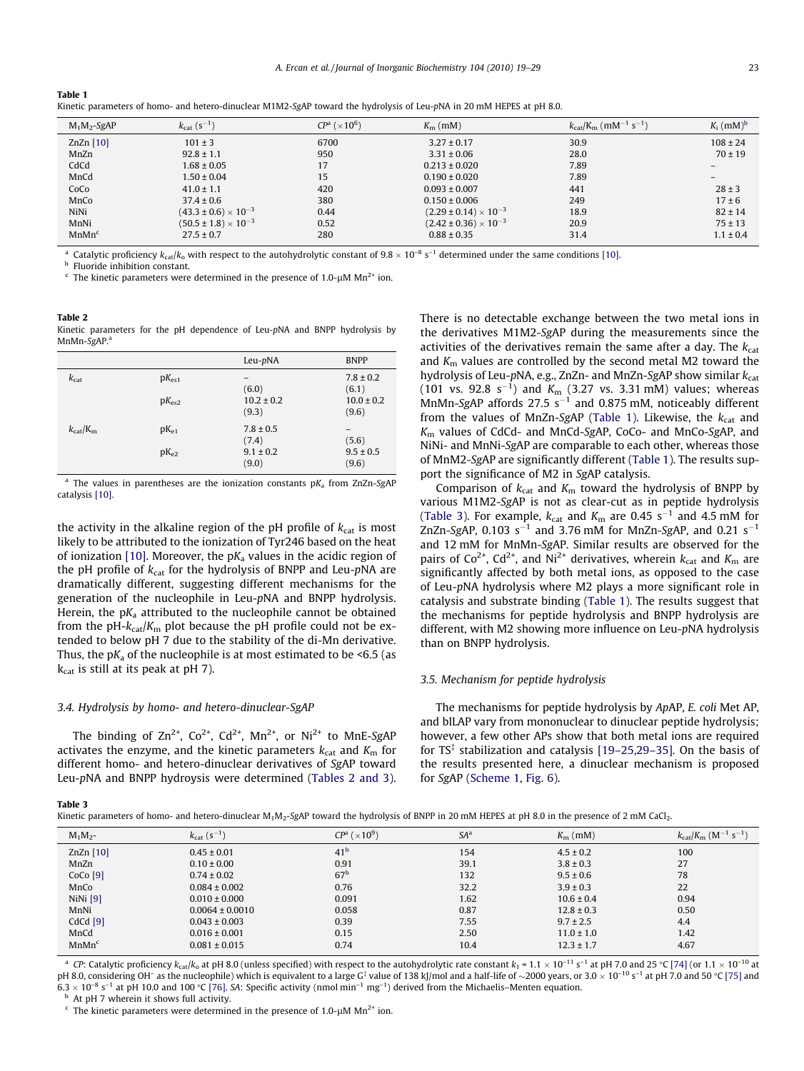**Table 1**
Kinetic parameters of homo- and hetero-dinuclear M1M2-*Sg*AP toward the hydrolysis of Leu-*p*NA in 20 mM HEPES at pH 8.0.

| $M_1M_2$-*Sg*AP | $k_{cat}$ ($s^{-1}$) | $CP^{a}$ ($\times 10^6$) | $K_m$ (mM) | $k_{cat}/K_m$ ($mM^{-1}\ s^{-1}$) | $K_i$ (mM)[b] |
|---|---|---|---|---|---|
| ZnZn [10] | 101 ± 3 | 6700 | 3.27 ± 0.17 | 30.9 | 108 ± 24 |
| MnZn | 92.8 ± 1.1 | 950 | 3.31 ± 0.06 | 28.0 | 70 ± 19 |
| CdCd | 1.68 ± 0.05 | 17 | 0.213 ± 0.020 | 7.89 | – |
| MnCd | 1.50 ± 0.04 | 15 | 0.190 ± 0.020 | 7.89 | – |
| CoCo | 41.0 ± 1.1 | 420 | 0.093 ± 0.007 | 441 | 28 ± 3 |
| MnCo | 37.4 ± 0.6 | 380 | 0.150 ± 0.006 | 249 | 17 ± 6 |
| NiNi | $(43.3 \pm 0.6) \times 10^{-3}$ | 0.44 | $(2.29 \pm 0.14) \times 10^{-3}$ | 18.9 | 82 ± 14 |
| MnNi | $(50.5 \pm 1.8) \times 10^{-3}$ | 0.52 | $(2.42 \pm 0.36) \times 10^{-3}$ | 20.9 | 75 ± 13 |
| MnMn[c] | 27.5 ± 0.7 | 280 | 0.88 ± 0.35 | 31.4 | 1.1 ± 0.4 |

[a] Catalytic proficiency $k_{cat}/k_o$ with respect to the autohydrolytic constant of $9.8 \times 10^{-8}\ s^{-1}$ determined under the same conditions [10].
[b] Fluoride inhibition constant.
[c] The kinetic parameters were determined in the presence of 1.0-μM $Mn^{2+}$ ion.

**Table 2**
Kinetic parameters for the pH dependence of Leu-*p*NA and BNPP hydrolysis by MnMn-*Sg*AP.[a]

| | | Leu-*p*NA | BNPP |
|---|---|---|---|
| $k_{cat}$ | $pK_{es1}$ | – | 7.8 ± 0.2 |
| | | (6.0) | (6.1) |
| | $pK_{es2}$ | 10.2 ± 0.2 | 10.0 ± 0.2 |
| | | (9.3) | (9.6) |
| $k_{cat}/K_m$ | $pK_{e1}$ | 7.8 ± 0.5 | – |
| | | (7.4) | (5.6) |
| | $pK_{e2}$ | 9.1 ± 0.2 | 9.5 ± 0.5 |
| | | (9.0) | (9.6) |

[a] The values in parentheses are the ionization constants $pK_a$ from ZnZn-*Sg*AP catalysis [10].

the activity in the alkaline region of the pH profile of $k_{cat}$ is most likely to be attributed to the ionization of Tyr246 based on the heat of ionization [10]. Moreover, the $pK_a$ values in the acidic region of the pH profile of $k_{cat}$ for the hydrolysis of BNPP and Leu-*p*NA are dramatically different, suggesting different mechanisms for the generation of the nucleophile in Leu-*p*NA and BNPP hydrolysis. Herein, the $pK_a$ attributed to the nucleophile cannot be obtained from the pH-$k_{cat}/K_m$ plot because the pH profile could not be extended to below pH 7 due to the stability of the di-Mn derivative. Thus, the $pK_a$ of the nucleophile is at most estimated to be <6.5 (as $k_{cat}$ is still at its peak at pH 7).

### 3.4. Hydrolysis by homo- and hetero-dinuclear-SgAP

The binding of $Zn^{2+}$, $Co^{2+}$, $Cd^{2+}$, $Mn^{2+}$, or $Ni^{2+}$ to MnE-*Sg*AP activates the enzyme, and the kinetic parameters $k_{cat}$ and $K_m$ for different homo- and hetero-dinuclear derivatives of *Sg*AP toward Leu-*p*NA and BNPP hydroysis were determined (Tables 2 and 3). There is no detectable exchange between the two metal ions in the derivatives M1M2-*Sg*AP during the measurements since the activities of the derivatives remain the same after a day. The $k_{cat}$ and $K_m$ values are controlled by the second metal M2 toward the hydrolysis of Leu-*p*NA, e.g., ZnZn- and MnZn-*Sg*AP show similar $k_{cat}$ (101 vs. 92.8 $s^{-1}$) and $K_m$ (3.27 vs. 3.31 mM) values; whereas MnMn-*Sg*AP affords 27.5 $s^{-1}$ and 0.875 mM, noticeably different from the values of MnZn-*Sg*AP (Table 1). Likewise, the $k_{cat}$ and $K_m$ values of CdCd- and MnCd-*Sg*AP, CoCo- and MnCo-*Sg*AP, and NiNi- and MnNi-*Sg*AP are comparable to each other, whereas those of MnM2-*Sg*AP are significantly different (Table 1). The results support the significance of M2 in *Sg*AP catalysis.

Comparison of $k_{cat}$ and $K_m$ toward the hydrolysis of BNPP by various M1M2-*Sg*AP is not as clear-cut as in peptide hydrolysis (Table 3). For example, $k_{cat}$ and $K_m$ are 0.45 $s^{-1}$ and 4.5 mM for ZnZn-*Sg*AP, 0.103 $s^{-1}$ and 3.76 mM for MnZn-*Sg*AP, and 0.21 $s^{-1}$ and 12 mM for MnMn-*Sg*AP. Similar results are observed for the pairs of $Co^{2+}$, $Cd^{2+}$, and $Ni^{2+}$ derivatives, wherein $k_{cat}$ and $K_m$ are significantly affected by both metal ions, as opposed to the case of Leu-*p*NA hydrolysis where M2 plays a more significant role in catalysis and substrate binding (Table 1). The results suggest that the mechanisms for peptide hydrolysis and BNPP hydrolysis are different, with M2 showing more influence on Leu-*p*NA hydrolysis than on BNPP hydrolysis.

### 3.5. Mechanism for peptide hydrolysis

The mechanisms for peptide hydrolysis by *Ap*AP, *E. coli* Met AP, and blLAP vary from mononuclear to dinuclear peptide hydrolysis; however, a few other APs show that both metal ions are required for TS[‡] stabilization and catalysis [19–25,29–35]. On the basis of the results presented here, a dinuclear mechanism is proposed for *Sg*AP (Scheme 1, Fig. 6).

**Table 3**
Kinetic parameters of homo- and hetero-dinuclear $M_1M_2$-*Sg*AP toward the hydrolysis of BNPP in 20 mM HEPES at pH 8.0 in the presence of 2 mM $CaCl_2$.

| $M_1M_2$- | $k_{cat}$ ($s^{-1}$) | $CP^{a}$ ($\times 10^9$) | $SA^{a}$ | $K_m$ (mM) | $k_{cat}/K_m$ ($M^{-1}\ s^{-1}$) |
|---|---|---|---|---|---|
| ZnZn [10] | 0.45 ± 0.01 | 41[b] | 154 | 4.5 ± 0.2 | 100 |
| MnZn | 0.10 ± 0.00 | 0.91 | 39.1 | 3.8 ± 0.3 | 27 |
| CoCo [9] | 0.74 ± 0.02 | 67[b] | 132 | 9.5 ± 0.6 | 78 |
| MnCo | 0.084 ± 0.002 | 0.76 | 32.2 | 3.9 ± 0.3 | 22 |
| NiNi [9] | 0.010 ± 0.000 | 0.091 | 1.62 | 10.6 ± 0.4 | 0.94 |
| MnNi | 0.0064 ± 0.0010 | 0.058 | 0.87 | 12.8 ± 0.3 | 0.50 |
| CdCd [9] | 0.043 ± 0.003 | 0.39 | 7.55 | 9.7 ± 2.5 | 4.4 |
| MnCd | 0.016 ± 0.001 | 0.15 | 2.50 | 11.0 ± 1.0 | 1.42 |
| MnMn[c] | 0.081 ± 0.015 | 0.74 | 10.4 | 12.3 ± 1.7 | 4.67 |

[a] *CP*: Catalytic proficiency $k_{cat}/k_o$ at pH 8.0 (unless specified) with respect to the autohydrolytic rate constant $k_1 = 1.1 \times 10^{-11}\ s^{-1}$ at pH 7.0 and 25 °C [74] (or $1.1 \times 10^{-10}$ at pH 8.0, considering $OH^-$ as the nucleophile) which is equivalent to a large G[‡] value of 138 kJ/mol and a half-life of ~2000 years, or $3.0 \times 10^{-10}\ s^{-1}$ at pH 7.0 and 50 °C [75] and $6.3 \times 10^{-8}\ s^{-1}$ at pH 10.0 and 100 °C [76]. *SA*: Specific activity (nmol $min^{-1}$ $mg^{-1}$) derived from the Michaelis–Menten equation.
[b] At pH 7 wherein it shows full activity.
[c] The kinetic parameters were determined in the presence of 1.0-μM $Mn^{2+}$ ion.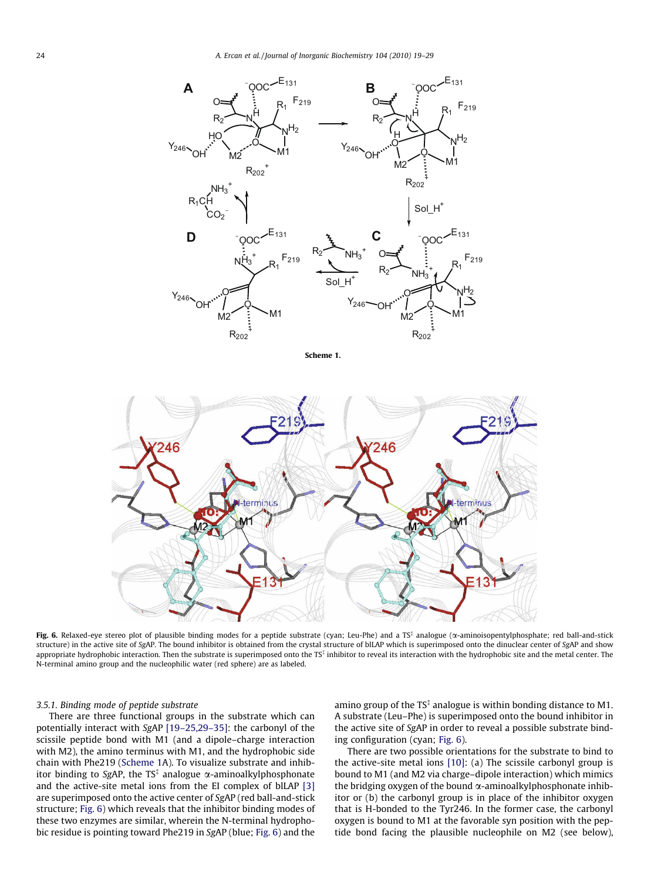Scheme 1.

**Fig. 6.** Relaxed-eye stereo plot of plausible binding modes for a peptide substrate (cyan; Leu–Phe) and a TS‡ analogue (α-aminoisopentylphosphate; red ball-and-stick structure) in the active site of *Sg*AP. The bound inhibitor is obtained from the crystal structure of blLAP which is superimposed onto the dinuclear center of *Sg*AP and show appropriate hydrophobic interaction. Then the substrate is superimposed onto the TS‡ inhibitor to reveal its interaction with the hydrophobic site and the metal center. The N-terminal amino group and the nucleophilic water (red sphere) are as labeled.

### 3.5.1. Binding mode of peptide substrate

There are three functional groups in the substrate which can potentially interact with *Sg*AP [19–25,29–35]: the carbonyl of the scissile peptide bond with M1 (and a dipole–charge interaction with M2), the amino terminus with M1, and the hydrophobic side chain with Phe219 (Scheme 1A). To visualize substrate and inhibitor binding to *Sg*AP, the TS‡ analogue α-aminoalkylphosphonate and the active-site metal ions from the EI complex of blLAP [3] are superimposed onto the active center of *Sg*AP (red ball-and-stick structure; Fig. 6) which reveals that the inhibitor binding modes of these two enzymes are similar, wherein the N-terminal hydrophobic residue is pointing toward Phe219 in *Sg*AP (blue; Fig. 6) and the amino group of the TS‡ analogue is within bonding distance to M1. A substrate (Leu–Phe) is superimposed onto the bound inhibitor in the active site of *Sg*AP in order to reveal a possible substrate binding configuration (cyan; Fig. 6).

There are two possible orientations for the substrate to bind to the active-site metal ions [10]: (a) The scissile carbonyl group is bound to M1 (and M2 via charge–dipole interaction) which mimics the bridging oxygen of the bound α-aminoalkylphosphonate inhibitor or (b) the carbonyl group is in place of the inhibitor oxygen that is H-bonded to the Tyr246. In the former case, the carbonyl oxygen is bound to M1 at the favorable syn position with the peptide bond facing the plausible nucleophile on M2 (see below),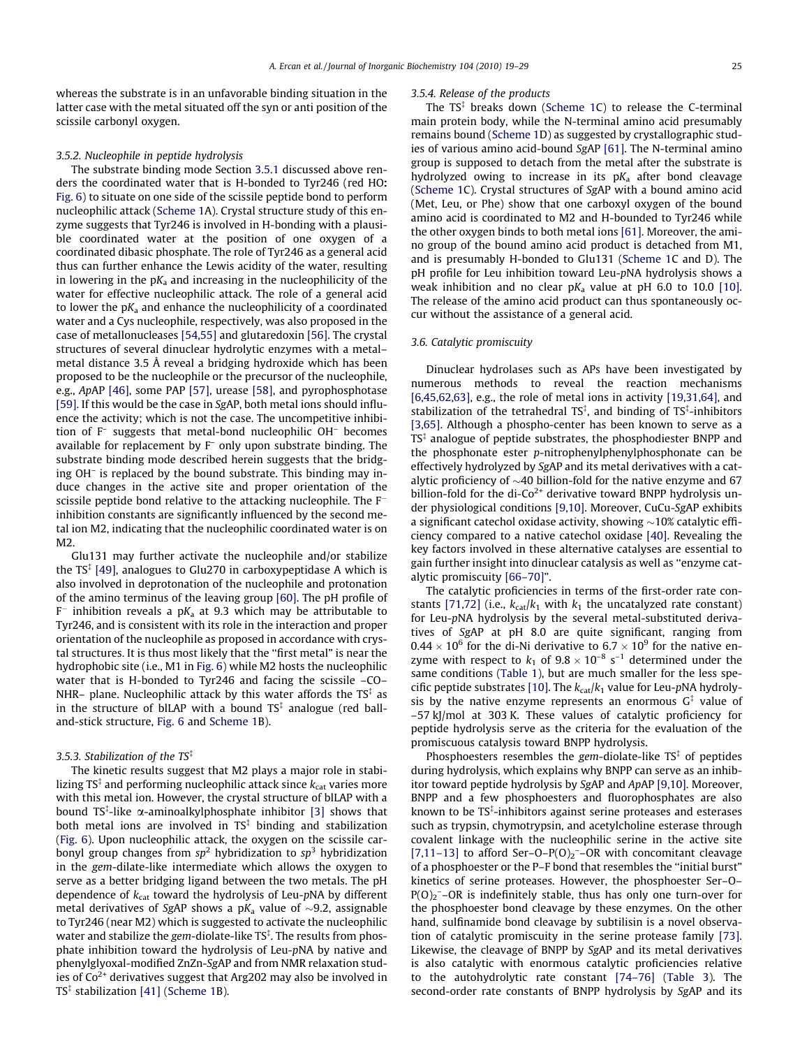whereas the substrate is in an unfavorable binding situation in the latter case with the metal situated off the syn or anti position of the scissile carbonyl oxygen.

### 3.5.2. Nucleophile in peptide hydrolysis

The substrate binding mode Section 3.5.1 discussed above renders the coordinated water that is H-bonded to Tyr246 (red HO: Fig. 6) to situate on one side of the scissile peptide bond to perform nucleophilic attack (Scheme 1A). Crystal structure study of this enzyme suggests that Tyr246 is involved in H-bonding with a plausible coordinated water at the position of one oxygen of a coordinated dibasic phosphate. The role of Tyr246 as a general acid thus can further enhance the Lewis acidity of the water, resulting in lowering in the p$K_a$ and increasing in the nucleophilicity of the water for effective nucleophilic attack. The role of a general acid to lower the p$K_a$ and enhance the nucleophilicity of a coordinated water and a Cys nucleophile, respectively, was also proposed in the case of metallonucleases [54,55] and glutaredoxin [56]. The crystal structures of several dinuclear hydrolytic enzymes with a metal–metal distance 3.5 Å reveal a bridging hydroxide which has been proposed to be the nucleophile or the precursor of the nucleophile, e.g., *Ap*AP [46], some PAP [57], urease [58], and pyrophosphotase [59]. If this would be the case in *Sg*AP, both metal ions should influence the activity; which is not the case. The uncompetitive inhibition of $F^-$ suggests that metal-bond nucleophilic $OH^-$ becomes available for replacement by $F^-$ only upon substrate binding. The substrate binding mode described herein suggests that the bridging $OH^-$ is replaced by the bound substrate. This binding may induce changes in the active site and proper orientation of the scissile peptide bond relative to the attacking nucleophile. The $F^-$ inhibition constants are significantly influenced by the second metal ion M2, indicating that the nucleophilic coordinated water is on M2.

Glu131 may further activate the nucleophile and/or stabilize the TS[‡] [49], analogues to Glu270 in carboxypeptidase A which is also involved in deprotonation of the nucleophile and protonation of the amino terminus of the leaving group [60]. The pH profile of $F^-$ inhibition reveals a p$K_a$ at 9.3 which may be attributable to Tyr246, and is consistent with its role in the interaction and proper orientation of the nucleophile as proposed in accordance with crystal structures. It is thus most likely that the "first metal" is near the hydrophobic site (i.e., M1 in Fig. 6) while M2 hosts the nucleophilic water that is H-bonded to Tyr246 and facing the scissile –CO–NHR– plane. Nucleophilic attack by this water affords the TS[‡] as in the structure of blLAP with a bound TS[‡] analogue (red ball-and-stick structure, Fig. 6 and Scheme 1B).

### 3.5.3. Stabilization of the TS[‡]

The kinetic results suggest that M2 plays a major role in stabilizing TS[‡] and performing nucleophilic attack since $k_{cat}$ varies more with this metal ion. However, the crystal structure of blLAP with a bound TS[‡]-like α-aminoalkylphosphate inhibitor [3] shows that both metal ions are involved in TS[‡] binding and stabilization (Fig. 6). Upon nucleophilic attack, the oxygen on the scissile carbonyl group changes from $sp^2$ hybridization to $sp^3$ hybridization in the *gem*-dilate-like intermediate which allows the oxygen to serve as a better bridging ligand between the two metals. The pH dependence of $k_{cat}$ toward the hydrolysis of Leu-*p*NA by different metal derivatives of *Sg*AP shows a p$K_a$ value of ~9.2, assignable to Tyr246 (near M2) which is suggested to activate the nucleophilic water and stabilize the *gem*-diolate-like TS[‡]. The results from phosphate inhibition toward the hydrolysis of Leu-*p*NA by native and phenylglyoxal-modified ZnZn-*Sg*AP and from NMR relaxation studies of $Co^{2+}$ derivatives suggest that Arg202 may also be involved in TS[‡] stabilization [41] (Scheme 1B).

### 3.5.4. Release of the products

The TS[‡] breaks down (Scheme 1C) to release the C-terminal main protein body, while the N-terminal amino acid presumably remains bound (Scheme 1D) as suggested by crystallographic studies of various amino acid-bound *Sg*AP [61]. The N-terminal amino group is supposed to detach from the metal after the substrate is hydrolyzed owing to increase in its p$K_a$ after bond cleavage (Scheme 1C). Crystal structures of *Sg*AP with a bound amino acid (Met, Leu, or Phe) show that one carboxyl oxygen of the bound amino acid is coordinated to M2 and H-bounded to Tyr246 while the other oxygen binds to both metal ions [61]. Moreover, the amino group of the bound amino acid product is detached from M1, and is presumably H-bonded to Glu131 (Scheme 1C and D). The pH profile for Leu inhibition toward Leu-*p*NA hydrolysis shows a weak inhibition and no clear p$K_a$ value at pH 6.0 to 10.0 [10]. The release of the amino acid product can thus spontaneously occur without the assistance of a general acid.

## 3.6. Catalytic promiscuity

Dinuclear hydrolases such as APs have been investigated by numerous methods to reveal the reaction mechanisms [6,45,62,63], e.g., the role of metal ions in activity [19,31,64], and stabilization of the tetrahedral TS[‡], and binding of TS[‡]-inhibitors [3,65]. Although a phospho-center has been known to serve as a TS[‡] analogue of peptide substrates, the phosphodiester BNPP and the phosphonate ester *p*-nitrophenylphenylphosphonate can be effectively hydrolyzed by *Sg*AP and its metal derivatives with a catalytic proficiency of ~40 billion-fold for the native enzyme and 67 billion-fold for the di-$Co^{2+}$ derivative toward BNPP hydrolysis under physiological conditions [9,10]. Moreover, CuCu-*Sg*AP exhibits a significant catechol oxidase activity, showing ~10% catalytic efficiency compared to a native catechol oxidase [40]. Revealing the key factors involved in these alternative catalyses are essential to gain further insight into dinuclear catalysis as well as "enzyme catalytic promiscuity [66–70]".

The catalytic proficiencies in terms of the first-order rate constants [71,72] (i.e., $k_{cat}/k_1$ with $k_1$ the uncatalyzed rate constant) for Leu-*p*NA hydrolysis by the several metal-substituted derivatives of *Sg*AP at pH 8.0 are quite significant, ranging from $0.44 \times 10^6$ for the di-Ni derivative to $6.7 \times 10^9$ for the native enzyme with respect to $k_1$ of $9.8 \times 10^{-8}$ $s^{-1}$ determined under the same conditions (Table 1), but are much smaller for the less specific peptide substrates [10]. The $k_{cat}/k_1$ value for Leu-*p*NA hydrolysis by the native enzyme represents an enormous $G^{\ddagger}$ value of −57 kJ/mol at 303 K. These values of catalytic proficiency for peptide hydrolysis serve as the criteria for the evaluation of the promiscuous catalysis toward BNPP hydrolysis.

Phosphoesters resembles the *gem*-diolate-like TS[‡] of peptides during hydrolysis, which explains why BNPP can serve as an inhibitor toward peptide hydrolysis by *Sg*AP and *Ap*AP [9,10]. Moreover, BNPP and a few phosphoesters and fluorophosphates are also known to be TS[‡]-inhibitors against serine proteases and esterases such as trypsin, chymotrypsin, and acetylcholine esterase through covalent linkage with the nucleophilic serine in the active site [7,11–13] to afford Ser–O–$P(O)_2^-$–OR with concomitant cleavage of a phosphoester or the P–F bond that resembles the "initial burst" kinetics of serine proteases. However, the phosphoester Ser–O–$P(O)_2^-$–OR is indefinitely stable, thus has only one turn-over for the phosphoester bond cleavage by these enzymes. On the other hand, sulfinamide bond cleavage by subtilisin is a novel observation of catalytic promiscuity in the serine protease family [73]. Likewise, the cleavage of BNPP by *Sg*AP and its metal derivatives is also catalytic with enormous catalytic proficiencies relative to the autohydrolytic rate constant [74–76] (Table 3). The second-order rate constants of BNPP hydrolysis by *Sg*AP and its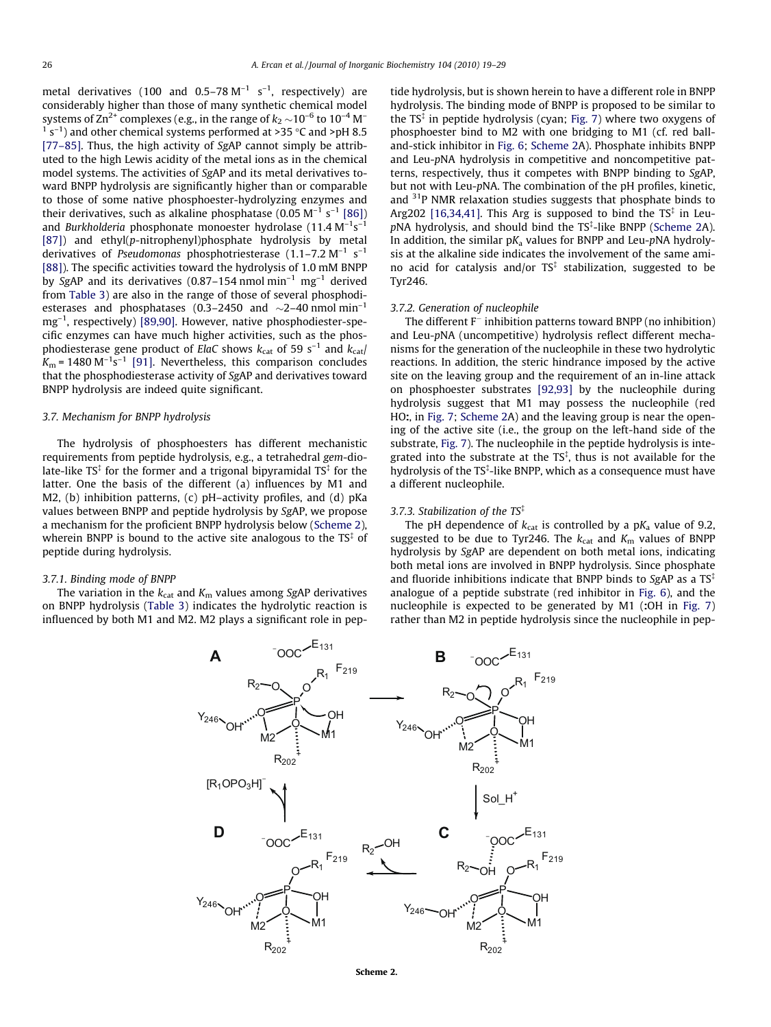metal derivatives (100 and 0.5–78 $M^{-1}$ $s^{-1}$, respectively) are considerably higher than those of many synthetic chemical model systems of $Zn^{2+}$ complexes (e.g., in the range of $k_2$ ~$10^{-6}$ to $10^{-4}$ $M^{-1}$ $s^{-1}$) and other chemical systems performed at >35 °C and >pH 8.5 [77–85]. Thus, the high activity of *Sg*AP cannot simply be attributed to the high Lewis acidity of the metal ions as in the chemical model systems. The activities of *Sg*AP and its metal derivatives toward BNPP hydrolysis are significantly higher than or comparable to those of some native phosphoester-hydrolyzing enzymes and their derivatives, such as alkaline phosphatase (0.05 $M^{-1}$ $s^{-1}$ [86]) and *Burkholderia* phosphonate monoester hydrolase (11.4 $M^{-1}s^{-1}$ [87]) and ethyl(*p*-nitrophenyl)phosphate hydrolysis by metal derivatives of *Pseudomonas* phosphotriesterase (1.1–7.2 $M^{-1}$ $s^{-1}$ [88]). The specific activities toward the hydrolysis of 1.0 mM BNPP by *Sg*AP and its derivatives (0.87–154 nmol $min^{-1}$ $mg^{-1}$ derived from Table 3) are also in the range of those of several phosphodiesterases and phosphatases (0.3–2450 and ~2–40 nmol $min^{-1}$ $mg^{-1}$, respectively) [89,90]. However, native phosphodiester-specific enzymes can have much higher activities, such as the phosphodiesterase gene product of *ElaC* shows $k_{cat}$ of 59 $s^{-1}$ and $k_{cat}/K_m$ = 1480 $M^{-1}s^{-1}$ [91]. Nevertheless, this comparison concludes that the phosphodiesterase activity of *Sg*AP and derivatives toward BNPP hydrolysis are indeed quite significant.

### 3.7. Mechanism for BNPP hydrolysis

The hydrolysis of phosphoesters has different mechanistic requirements from peptide hydrolysis, e.g., a tetrahedral *gem*-diolate-like TS‡ for the former and a trigonal bipyramidal TS‡ for the latter. One the basis of the different (a) influences by M1 and M2, (b) inhibition patterns, (c) pH–activity profiles, and (d) pKa values between BNPP and peptide hydrolysis by *Sg*AP, we propose a mechanism for the proficient BNPP hydrolysis below (Scheme 2), wherein BNPP is bound to the active site analogous to the TS‡ of peptide during hydrolysis.

#### 3.7.1. Binding mode of BNPP

The variation in the $k_{cat}$ and $K_m$ values among *Sg*AP derivatives on BNPP hydrolysis (Table 3) indicates the hydrolytic reaction is influenced by both M1 and M2. M2 plays a significant role in peptide hydrolysis, but is shown herein to have a different role in BNPP hydrolysis. The binding mode of BNPP is proposed to be similar to the TS‡ in peptide hydrolysis (cyan; Fig. 7) where two oxygens of phosphoester bind to M2 with one bridging to M1 (cf. red ball-and-stick inhibitor in Fig. 6; Scheme 2A). Phosphate inhibits BNPP and Leu-*p*NA hydrolysis in competitive and noncompetitive patterns, respectively, thus it competes with BNPP binding to *Sg*AP, but not with Leu-*p*NA. The combination of the pH profiles, kinetic, and $^{31}$P NMR relaxation studies suggests that phosphate binds to Arg202 [16,34,41]. This Arg is supposed to bind the TS‡ in Leu-*p*NA hydrolysis, and should bind the TS‡-like BNPP (Scheme 2A). In addition, the similar p$K_a$ values for BNPP and Leu-*p*NA hydrolysis at the alkaline side indicates the involvement of the same amino acid for catalysis and/or TS‡ stabilization, suggested to be Tyr246.

#### 3.7.2. Generation of nucleophile

The different $F^-$ inhibition patterns toward BNPP (no inhibition) and Leu-*p*NA (uncompetitive) hydrolysis reflect different mechanisms for the generation of the nucleophile in these two hydrolytic reactions. In addition, the steric hindrance imposed by the active site on the leaving group and the requirement of an in-line attack on phosphoester substrates [92,93] by the nucleophile during hydrolysis suggest that M1 may possess the nucleophile (red HO**:**, in Fig. 7; Scheme 2A) and the leaving group is near the opening of the active site (i.e., the group on the left-hand side of the substrate, Fig. 7). The nucleophile in the peptide hydrolysis is integrated into the substrate at the TS‡, thus is not available for the hydrolysis of the TS‡-like BNPP, which as a consequence must have a different nucleophile.

#### 3.7.3. Stabilization of the TS‡

The pH dependence of $k_{cat}$ is controlled by a p$K_a$ value of 9.2, suggested to be due to Tyr246. The $k_{cat}$ and $K_m$ values of BNPP hydrolysis by *Sg*AP are dependent on both metal ions, indicating both metal ions are involved in BNPP hydrolysis. Since phosphate and fluoride inhibitions indicate that BNPP binds to *Sg*AP as a TS‡ analogue of a peptide substrate (red inhibitor in Fig. 6), and the nucleophile is expected to be generated by M1 (**:**OH in Fig. 7) rather than M2 in peptide hydrolysis since the nucleophile in pep-

**Scheme 2.**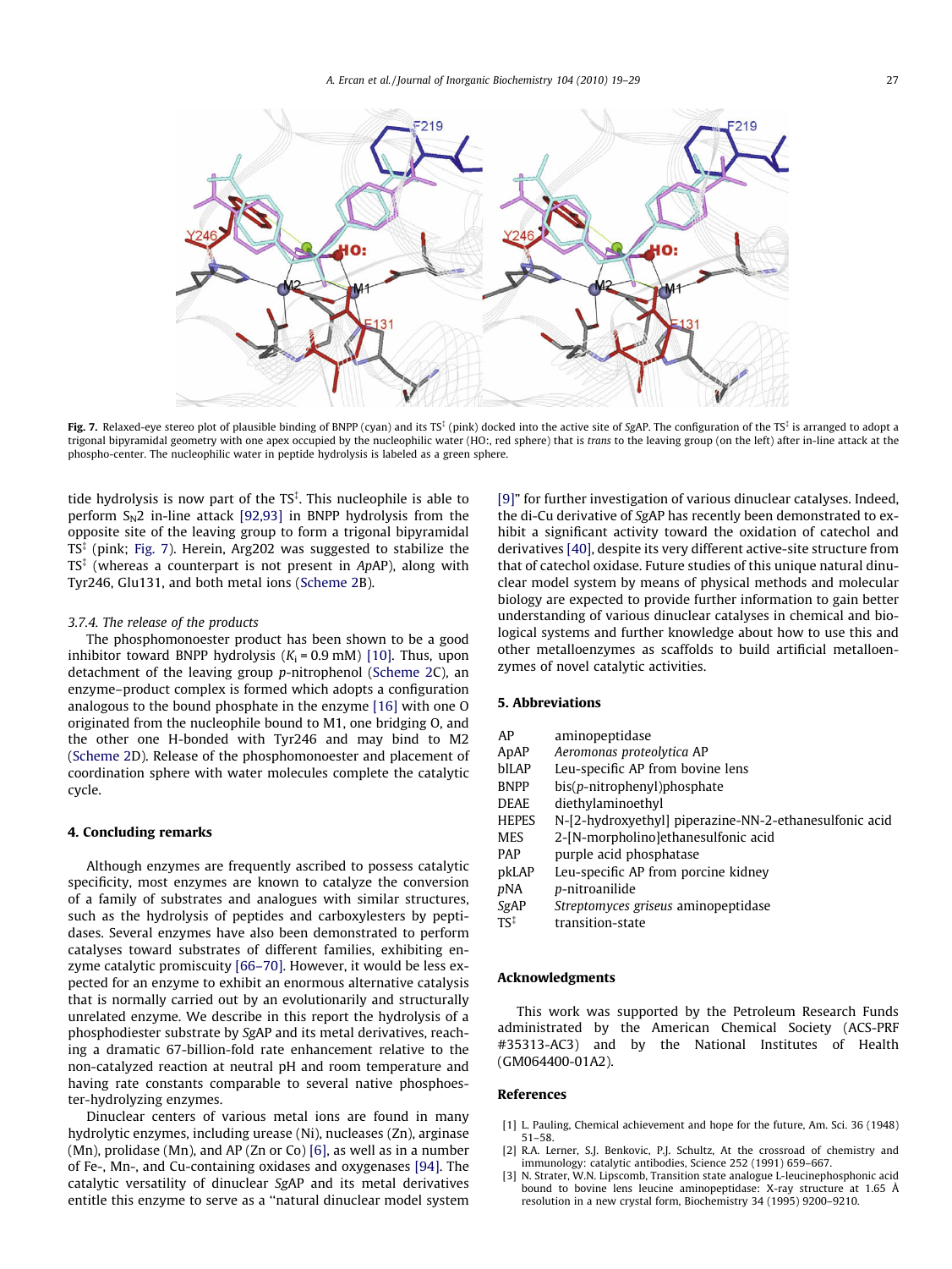Fig. 7. Relaxed-eye stereo plot of plausible binding of BNPP (cyan) and its TS$^{\ddagger}$ (pink) docked into the active site of *Sg*AP. The configuration of the TS$^{\ddagger}$ is arranged to adopt a trigonal bipyramidal geometry with one apex occupied by the nucleophilic water (HO:, red sphere) that is *trans* to the leaving group (on the left) after in-line attack at the phospho-center. The nucleophilic water in peptide hydrolysis is labeled as a green sphere.

tide hydrolysis is now part of the TS$^{\ddagger}$. This nucleophile is able to perform $S_N2$ in-line attack [92,93] in BNPP hydrolysis from the opposite site of the leaving group to form a trigonal bipyramidal TS$^{\ddagger}$ (pink; Fig. 7). Herein, Arg202 was suggested to stabilize the TS$^{\ddagger}$ (whereas a counterpart is not present in *Ap*AP), along with Tyr246, Glu131, and both metal ions (Scheme 2B).

### 3.7.4. The release of the products

The phosphomonoester product has been shown to be a good inhibitor toward BNPP hydrolysis ($K_i$ = 0.9 mM) [10]. Thus, upon detachment of the leaving group *p*-nitrophenol (Scheme 2C), an enzyme–product complex is formed which adopts a configuration analogous to the bound phosphate in the enzyme [16] with one O originated from the nucleophile bound to M1, one bridging O, and the other one H-bonded with Tyr246 and may bind to M2 (Scheme 2D). Release of the phosphomonoester and placement of coordination sphere with water molecules complete the catalytic cycle.

## 4. Concluding remarks

Although enzymes are frequently ascribed to possess catalytic specificity, most enzymes are known to catalyze the conversion of a family of substrates and analogues with similar structures, such as the hydrolysis of peptides and carboxylesters by peptidases. Several enzymes have also been demonstrated to perform catalyses toward substrates of different families, exhibiting enzyme catalytic promiscuity [66–70]. However, it would be less expected for an enzyme to exhibit an enormous alternative catalysis that is normally carried out by an evolutionarily and structurally unrelated enzyme. We describe in this report the hydrolysis of a phosphodiester substrate by *Sg*AP and its metal derivatives, reaching a dramatic 67-billion-fold rate enhancement relative to the non-catalyzed reaction at neutral pH and room temperature and having rate constants comparable to several native phosphoester-hydrolyzing enzymes.

Dinuclear centers of various metal ions are found in many hydrolytic enzymes, including urease (Ni), nucleases (Zn), arginase (Mn), prolidase (Mn), and AP (Zn or Co) [6], as well as in a number of Fe-, Mn-, and Cu-containing oxidases and oxygenases [94]. The catalytic versatility of dinuclear *Sg*AP and its metal derivatives entitle this enzyme to serve as a "natural dinuclear model system [9]" for further investigation of various dinuclear catalyses. Indeed, the di-Cu derivative of *Sg*AP has recently been demonstrated to exhibit a significant activity toward the oxidation of catechol and derivatives [40], despite its very different active-site structure from that of catechol oxidase. Future studies of this unique natural dinuclear model system by means of physical methods and molecular biology are expected to provide further information to gain better understanding of various dinuclear catalyses in chemical and biological systems and further knowledge about how to use this and other metalloenzymes as scaffolds to build artificial metalloenzymes of novel catalytic activities.

## 5. Abbreviations

| | |
|---|---|
| AP | aminopeptidase |
| ApAP | *Aeromonas proteolytica* AP |
| blLAP | Leu-specific AP from bovine lens |
| BNPP | bis(*p*-nitrophenyl)phosphate |
| DEAE | diethylaminoethyl |
| HEPES | N-[2-hydroxyethyl] piperazine-NN-2-ethanesulfonic acid |
| MES | 2-[N-morpholino]ethanesulfonic acid |
| PAP | purple acid phosphatase |
| pkLAP | Leu-specific AP from porcine kidney |
| *p*NA | *p*-nitroanilide |
| SgAP | *Streptomyces griseus* aminopeptidase |
| TS$^{\ddagger}$ | transition-state |

## Acknowledgments

This work was supported by the Petroleum Research Funds administrated by the American Chemical Society (ACS-PRF #35313-AC3) and by the National Institutes of Health (GM064400-01A2).

## References

[1] L. Pauling, Chemical achievement and hope for the future, Am. Sci. 36 (1948) 51–58.

[2] R.A. Lerner, S.J. Benkovic, P.J. Schultz, At the crossroad of chemistry and immunology: catalytic antibodies, Science 252 (1991) 659–667.

[3] N. Strater, W.N. Lipscomb, Transition state analogue L-leucinephosphonic acid bound to bovine lens leucine aminopeptidase: X-ray structure at 1.65 Å resolution in a new crystal form, Biochemistry 34 (1995) 9200–9210.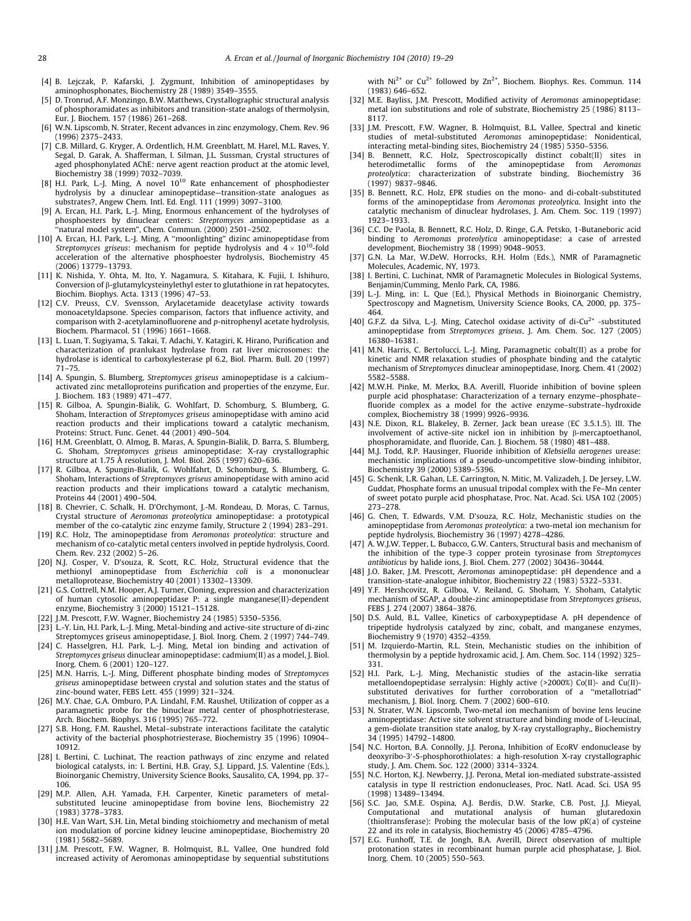[4] B. Lejczak, P. Kafarski, J. Zygmunt, Inhibition of aminopeptidases by aminophosphonates, Biochemistry 28 (1989) 3549–3555.

[5] D. Tronrud, A.F. Monzingo, B.W. Matthews, Crystallographic structural analysis of phosphoramidates as inhibitors and transition-state analogs of thermolysin, Eur. J. Biochem. 157 (1986) 261–268.

[6] W.N. Lipscomb, N. Strater, Recent advances in zinc enzymology, Chem. Rev. 96 (1996) 2375–2433.

[7] C.B. Millard, G. Kryger, A. Ordentlich, H.M. Greenblatt, M. Harel, M.L. Raves, Y. Segal, D. Garak, A. Shafferman, I. Silman, J.L. Sussman, Crystal structures of aged phosphonylated AChE: nerve agent reaction product at the atomic level, Biochemistry 38 (1999) 7032–7039.

[8] H.I. Park, L.-J. Ming, A novel $10^{10}$ Rate enhancement of phosphodiester hydrolysis by a dinuclear aminopeptidase—transition-state analogues as substrates?, Angew Chem. Intl. Ed. Engl. 111 (1999) 3097–3100.

[9] A. Ercan, H.I. Park, L.-J. Ming, Enormous enhancement of the hydrolyses of phosphoesters by dinuclear centers: *Streptomyces* aminopeptidase as a "natural model system", Chem. Commun. (2000) 2501–2502.

[10] A. Ercan, H.I. Park, L.-J. Ming, A "moonlighting" dizinc aminopeptidase from *Streptomyces griseus*: mechanism for peptide hydrolysis and $4 \times 10^{10}$-fold acceleration of the alternative phosphoester hydrolysis, Biochemistry 45 (2006) 13779–13793.

[11] K. Nishida, Y. Ohta, M. Ito, Y. Nagamura, S. Kitahara, K. Fujii, I. Ishihuro, Conversion of β-glutamylcysteinylethyl ester to glutathione in rat hepatocytes, Biochim. Biophys. Acta. 1313 (1996) 47–53.

[12] C.V. Preuss, C.V. Svensson, Arylacetamide deacetylase activity towards monoacetyldapsone. Species comparison, factors that influence activity, and comparison with 2-acetylaminofluorene and *p*-nitrophenyl acetate hydrolysis, Biochem. Pharmacol. 51 (1996) 1661–1668.

[13] L. Luan, T. Sugiyama, S. Takai, T. Adachi, Y. Katagiri, K. Hirano, Purification and characterization of pranlukast hydrolase from rat liver microsomes: the hydrolase is identical to carboxylesterase pI 6.2, Biol. Pharm. Bull. 20 (1997) 71–75.

[14] A. Spungin, S. Blumberg, *Streptomyces griseus* aminopeptidase is a calcium–activated zinc metalloproteins purification and properties of the enzyme, Eur. J. Biochem. 183 (1989) 471–477.

[15] R. Gilboa, A. Spungin-Bialik, G. Wohlfart, D. Schomburg, S. Blumberg, G. Shoham, Interaction of *Streptomyces griseus* aminopeptidase with amino acid reaction products and their implications toward a catalytic mechanism, Proteins: Struct. Func. Genet. 44 (2001) 490–504.

[16] H.M. Greenblatt, O. Almog, B. Maras, A. Spungin-Bialik, D. Barra, S. Blumberg, G. Shoham, *Streptomyces griseus* aminopeptidase: X-ray crystallographic structure at 1.75 Å resolution, J. Mol. Biol. 265 (1997) 620–636.

[17] R. Gilboa, A. Spungin-Bialik, G. Wohlfahrt, D. Schomburg, S. Blumberg, G. Shoham, Interactions of *Streptomyces griseus* aminopeptidase with amino acid reaction products and their implications toward a catalytic mechanism, Proteins 44 (2001) 490–504.

[18] B. Chevrier, C. Schalk, H. D'Orchymont, J.-M. Rondeau, D. Moras, C. Tarnus, Crystal structure of *Aeromonas proteolytica* aminopeptidase: a prototypical member of the co-catalytic zinc enzyme family, Structure 2 (1994) 283–291.

[19] R.C. Holz, The aminopeptidase from *Aeromonas proteolytica*: structure and mechanism of co-catalytic metal centers involved in peptide hydrolysis, Coord. Chem. Rev. 232 (2002) 5–26.

[20] N.J. Cosper, V. D'souza, R. Scott, R.C. Holz, Structural evidence that the methionyl aminopeptidase from *Escherichia coli* is a mononuclear metalloprotease, Biochemistry 40 (2001) 13302–13309.

[21] G.S. Cottrell, N.M. Hooper, A.J. Turner, Cloning, expression and characterization of human cytosolic aminopeptidase P: a single manganese(II)-dependent enzyme, Biochemistry 3 (2000) 15121–15128.

[22] J.M. Prescott, F.W. Wagner, Biochemistry 24 (1985) 5350–5356.

[23] L.-Y. Lin, H.I. Park, L.-J. Ming, Metal-binding and active-site structure of di-zinc Streptomyces griseus aminopeptidase, J. Biol. Inorg. Chem. 2 (1997) 744–749.

[24] C. Hasselgren, H.I. Park, L.-J. Ming, Metal ion binding and activation of *Streptomyces griseus* dinuclear aminopeptidase: cadmium(II) as a model, J. Biol. Inorg. Chem. 6 (2001) 120–127.

[25] M.N. Harris, L.-J. Ming, Different phosphate binding modes of *Streptomyces griseus* aminopeptidase between crystal and solution states and the status of zinc-bound water, FEBS Lett. 455 (1999) 321–324.

[26] M.Y. Chae, G.A. Omburo, P.A. Lindahl, F.M. Raushel, Utilization of copper as a paramagnetic probe for the binuclear metal center of phosphotriesterase, Arch. Biochem. Biophys. 316 (1995) 765–772.

[27] S.B. Hong, F.M. Raushel, Metal–substrate interactions facilitate the catalytic activity of the bacterial phosphotriesterase, Biochemistry 35 (1996) 10904–10912.

[28] I. Bertini, C. Luchinat, The reaction pathways of zinc enzyme and related biological catalysts, in: I. Bertini, H.B. Gray, S.J. Lippard, J.S. Valentine (Eds.), Bioinorganic Chemistry, University Science Books, Sausalito, CA, 1994, pp. 37–106.

[29] M.P. Allen, A.H. Yamada, F.H. Carpenter, Kinetic parameters of metal-substituted leucine aminopeptidase from bovine lens, Biochemistry 22 (1983) 3778–3783.

[30] H.E. Van Wart, S.H. Lin, Metal binding stoichiometry and mechanism of metal ion modulation of porcine kidney leucine aminopeptidase, Biochemistry 20 (1981) 5682–5689.

[31] J.M. Prescott, F.W. Wagner, B. Holmquist, B.L. Vallee, One hundred fold increased activity of Aeromonas aminopeptidase by sequential substitutions with $Ni^{2+}$ or $Cu^{2+}$ followed by $Zn^{2+}$, Biochem. Biophys. Res. Commun. 114 (1983) 646–652.

[32] M.E. Bayliss, J.M. Prescott, Modified activity of *Aeromonas* aminopeptidase: metal ion substitutions and role of substrate, Biochemistry 25 (1986) 8113–8117.

[33] J.M. Prescott, F.W. Wagner, B. Holmquist, B.L. Vallee, Spectral and kinetic studies of metal-substituted *Aeromonas* aminopeptidase: Nonidentical, interacting metal-binding sites, Biochemistry 24 (1985) 5350–5356.

[34] B. Bennett, R.C. Holz, Spectroscopically distinct cobalt(II) sites in heterodimetallic forms of the aminopeptidase from *Aeromonas proteolytica*: characterization of substrate binding, Biochemistry 36 (1997) 9837–9846.

[35] B. Bennett, R.C. Holz, EPR studies on the mono- and di-cobalt-substituted forms of the aminopeptidase from *Aeromonas proteolytica*. Insight into the catalytic mechanism of dinuclear hydrolases, J. Am. Chem. Soc. 119 (1997) 1923–1933.

[36] C.C. De Paola, B. Bennett, R.C. Holz, D. Ringe, G.A. Petsko, 1-Butaneboric acid binding to *Aeromonas proteolytica* aminopeptidase: a case of arrested development, Biochemistry 38 (1999) 9048–9053.

[37] G.N. La Mar, W.DeW. Horrocks, R.H. Holm (Eds.), NMR of Paramagnetic Molecules, Academic, NY, 1973.

[38] I. Bertini, C. Luchinat, NMR of Paramagnetic Molecules in Biological Systems, Benjamin/Cumming, Menlo Park, CA, 1986.

[39] L.-J. Ming, in: L. Que (Ed.), Physical Methods in Bioinorganic Chemistry, Spectroscopy and Magnetism, University Science Books, CA, 2000, pp. 375–464.

[40] G.F.Z. da Silva, L.-J. Ming, Catechol oxidase activity of di-$Cu^{2+}$ -substituted aminopeptidase from *Streptomyces griseus*, J. Am. Chem. Soc. 127 (2005) 16380–16381.

[41] M.N. Harris, C. Bertolucci, L.-J. Ming, Paramagnetic cobalt(II) as a probe for kinetic and NMR relaxation studies of phosphate binding and the catalytic mechanism of *Streptomyces* dinuclear aminopeptidase, Inorg. Chem. 41 (2002) 5582–5588.

[42] M.W.H. Pinke, M. Merkx, B.A. Averill, Fluoride inhibition of bovine spleen purple acid phosphatase: Characterization of a ternary enzyme–phosphate–fluoride complex as a model for the active enzyme–substrate–hydroxide complex, Biochemistry 38 (1999) 9926–9936.

[43] N.E. Dixon, R.L. Blakeley, B. Zerner, Jack bean urease (EC 3.5.1.5). III. The involvement of active-site nickel ion in inhibition by β-mercaptoethanol, phosphoramidate, and fluoride, Can. J. Biochem. 58 (1980) 481–488.

[44] M.J. Todd, R.P. Hausinger, Fluoride inhibition of *Klebsiella aerogenes* urease: mechanistic implications of a pseudo-uncompetitive slow-binding inhibitor, Biochemistry 39 (2000) 5389–5396.

[45] G. Schenk, L.R. Gahan, L.E. Carrington, N. Mitic, M. Valizadeh, J. De Jersey, L.W. Guddat, Phosphate forms an unusual tripodal complex with the Fe–Mn center of sweet potato purple acid phosphatase, Proc. Nat. Acad. Sci. USA 102 (2005) 273–278.

[46] G. Chen, T. Edwards, V.M. D'souza, R.C. Holz, Mechanistic studies on the aminopeptidase from *Aeromonas proteolytica*: a two-metal ion mechanism for peptide hydrolysis, Biochemistry 36 (1997) 4278–4286.

[47] A. W.J.W. Tepper, L. Bubacco, G.W. Canters, Structural basis and mechanism of the inhibition of the type-3 copper protein tyrosinase from *Streptomyces antibioticus* by halide ions, J. Biol. Chem. 277 (2002) 30436–30444.

[48] J.O. Baker, J.M. Prescott, *Aeromonas* aminopeptidase: pH dependence and a transition-state-analogue inhibitor, Biochemistry 22 (1983) 5322–5331.

[49] Y.F. Hershcovitz, R. Gilboa, V. Reiland, G. Shoham, Y. Shoham, Catalytic mechanism of SGAP, a double-zinc aminopeptidase from *Streptomyces griseus*, FEBS J. 274 (2007) 3864–3876.

[50] D.S. Auld, B.L. Vallee, Kinetics of carboxypeptidase A. pH dependence of tripeptide hydrolysis catalyzed by zinc, cobalt, and manganese enzymes, Biochemistry 9 (1970) 4352–4359.

[51] M. Izquierdo-Martin, R.L. Stein, Mechanistic studies on the inhibition of thermolysin by a peptide hydroxamic acid, J. Am. Chem. Soc. 114 (1992) 325–331.

[52] H.I. Park, L.-J. Ming, Mechanistic studies of the astacin-like serratia metalloendopeptidase serralysin: Highly active (>2000%) Co(II)- and Cu(II)-substituted derivatives for further corroboration of a "metallotriad" mechanism, J. Biol. Inorg. Chem. 7 (2002) 600–610.

[53] N. Strater, W.N. Lipscomb, Two-metal ion mechanism of bovine lens leucine aminopeptidase: Active site solvent structure and binding mode of L-leucinal, a gem-diolate transition state analog, by X-ray crystallography,, Biochemistry 34 (1995) 14792–14800.

[54] N.C. Horton, B.A. Connolly, J.J. Perona, Inhibition of EcoRV endonuclease by deoxyribo-3′-S-phosphorothiolates: a high-resolution X-ray crystallographic study, J. Am. Chem. Soc. 122 (2000) 3314–3324.

[55] N.C. Horton, K.J. Newberry, J.J. Perona, Metal ion-mediated substrate-assisted catalysis in type II restriction endonucleases, Proc. Natl. Acad. Sci. USA 95 (1998) 13489–13494.

[56] S.C. Jao, S.M.E. Ospina, A.J. Berdis, D.W. Starke, C.B. Post, J.J. Mieyal, Computational and mutational analysis of human glutaredoxin (thioltransferase): Probing the molecular basis of the low pK(a) of cysteine 22 and its role in catalysis, Biochemistry 45 (2006) 4785–4796.

[57] E.G. Funhoff, T.E. de Jongh, B.A. Averill, Direct observation of multiple protonation states in recombinant human purple acid phosphatase, J. Biol. Inorg. Chem. 10 (2005) 550–563.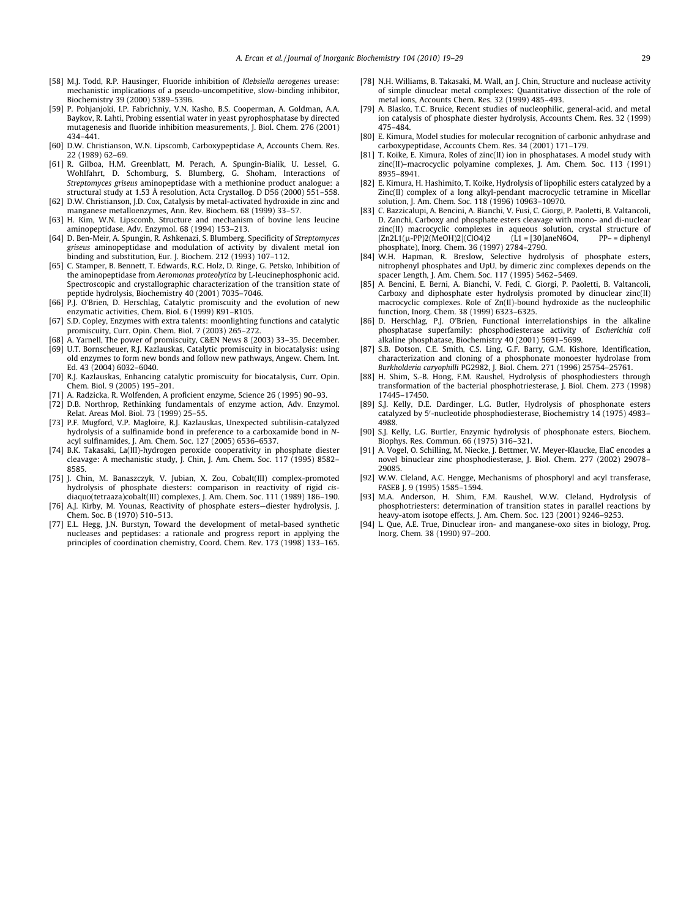[58] M.J. Todd, R.P. Hausinger, Fluoride inhibition of *Klebsiella aerogenes* urease: mechanistic implications of a pseudo-uncompetitive, slow-binding inhibitor, Biochemistry 39 (2000) 5389–5396.

[59] P. Pohjanjoki, I.P. Fabrichniy, V.N. Kasho, B.S. Cooperman, A. Goldman, A.A. Baykov, R. Lahti, Probing essential water in yeast pyrophosphatase by directed mutagenesis and fluoride inhibition measurements, J. Biol. Chem. 276 (2001) 434–441.

[60] D.W. Christianson, W.N. Lipscomb, Carboxypeptidase A, Accounts Chem. Res. 22 (1989) 62–69.

[61] R. Gilboa, H.M. Greenblatt, M. Perach, A. Spungin-Bialik, U. Lessel, G. Wohlfahrt, D. Schomburg, S. Blumberg, G. Shoham, Interactions of *Streptomyces griseus* aminopeptidase with a methionine product analogue: a structural study at 1.53 Å resolution, Acta Crystallog. D D56 (2000) 551–558.

[62] D.W. Christianson, J.D. Cox, Catalysis by metal-activated hydroxide in zinc and manganese metalloenzymes, Ann. Rev. Biochem. 68 (1999) 33–57.

[63] H. Kim, W.N. Lipscomb, Structure and mechanism of bovine lens leucine aminopeptidase, Adv. Enzymol. 68 (1994) 153–213.

[64] D. Ben-Meir, A. Spungin, R. Ashkenazi, S. Blumberg, Specificity of *Streptomyces griseus* aminopeptidase and modulation of activity by divalent metal ion binding and substitution, Eur. J. Biochem. 212 (1993) 107–112.

[65] C. Stamper, B. Bennett, T. Edwards, R.C. Holz, D. Ringe, G. Petsko, Inhibition of the aminopeptidase from *Aeromonas proteolytica* by L-leucinephosphonic acid. Spectroscopic and crystallographic characterization of the transition state of peptide hydrolysis, Biochemistry 40 (2001) 7035–7046.

[66] P.J. O'Brien, D. Herschlag, Catalytic promiscuity and the evolution of new enzymatic activities, Chem. Biol. 6 (1999) R91–R105.

[67] S.D. Copley, Enzymes with extra talents: moonlighting functions and catalytic promiscuity, Curr. Opin. Chem. Biol. 7 (2003) 265–272.

[68] A. Yarnell, The power of promiscuity, C&EN News 8 (2003) 33–35. December.

[69] U.T. Bornscheuer, R.J. Kazlauskas, Catalytic promiscuity in biocatalysis: using old enzymes to form new bonds and follow new pathways, Angew. Chem. Int. Ed. 43 (2004) 6032–6040.

[70] R.J. Kazlauskas, Enhancing catalytic promiscuity for biocatalysis, Curr. Opin. Chem. Biol. 9 (2005) 195–201.

[71] A. Radzicka, R. Wolfenden, A proficient enzyme, Science 26 (1995) 90–93.

[72] D.B. Northrop, Rethinking fundamentals of enzyme action, Adv. Enzymol. Relat. Areas Mol. Biol. 73 (1999) 25–55.

[73] P.F. Mugford, V.P. Magloire, R.J. Kazlauskas, Unexpected subtilisin-catalyzed hydrolysis of a sulfinamide bond in preference to a carboxamide bond in *N*-acyl sulfinamides, J. Am. Chem. Soc. 127 (2005) 6536–6537.

[74] B.K. Takasaki, La(III)-hydrogen peroxide cooperativity in phosphate diester cleavage: A mechanistic study, J. Chin, J. Am. Chem. Soc. 117 (1995) 8582–8585.

[75] J. Chin, M. Banaszczyk, V. Jubian, X. Zou, Cobalt(III) complex-promoted hydrolysis of phosphate diesters: comparison in reactivity of rigid *cis*-diaquo(tetraaza)cobalt(III) complexes, J. Am. Chem. Soc. 111 (1989) 186–190.

[76] A.J. Kirby, M. Younas, Reactivity of phosphate esters—diester hydrolysis, J. Chem. Soc. B (1970) 510–513.

[77] E.L. Hegg, J.N. Burstyn, Toward the development of metal-based synthetic nucleases and peptidases: a rationale and progress report in applying the principles of coordination chemistry, Coord. Chem. Rev. 173 (1998) 133–165.

[78] N.H. Williams, B. Takasaki, M. Wall, an J. Chin, Structure and nuclease activity of simple dinuclear metal complexes: Quantitative dissection of the role of metal ions, Accounts Chem. Res. 32 (1999) 485–493.

[79] A. Blasko, T.C. Bruice, Recent studies of nucleophilic, general-acid, and metal ion catalysis of phosphate diester hydrolysis, Accounts Chem. Res. 32 (1999) 475–484.

[80] E. Kimura, Model studies for molecular recognition of carbonic anhydrase and carboxypeptidase, Accounts Chem. Res. 34 (2001) 171–179.

[81] T. Koike, E. Kimura, Roles of zinc(II) ion in phosphatases. A model study with zinc(II)–macrocyclic polyamine complexes, J. Am. Chem. Soc. 113 (1991) 8935–8941.

[82] E. Kimura, H. Hashimito, T. Koike, Hydrolysis of lipophilic esters catalyzed by a Zinc(II) complex of a long alkyl-pendant macrocyclic tetramine in Micellar solution, J. Am. Chem. Soc. 118 (1996) 10963–10970.

[83] C. Bazzicalupi, A. Bencini, A. Bianchi, V. Fusi, C. Giorgi, P. Paoletti, B. Valtancoli, D. Zanchi, Carboxy and phosphate esters cleavage with mono- and di-nuclear zinc(II) macrocyclic complexes in aqueous solution, crystal structure of $[Zn_2L1(\mu\text{-}PP)_2(MeOH)_2](ClO_4)_2$ (L1 = [30]aneN6O4, PP− = diphenyl phosphate), Inorg. Chem. 36 (1997) 2784–2790.

[84] W.H. Hapman, R. Breslow, Selective hydrolysis of phosphate esters, nitrophenyl phosphates and UpU, by dimeric zinc complexes depends on the spacer Length, J. Am. Chem. Soc. 117 (1995) 5462–5469.

[85] A. Bencini, E. Berni, A. Bianchi, V. Fedi, C. Giorgi, P. Paoletti, B. Valtancoli, Carboxy and diphosphate ester hydrolysis promoted by dinuclear zinc(II) macrocyclic complexes. Role of Zn(II)-bound hydroxide as the nucleophilic function, Inorg. Chem. 38 (1999) 6323–6325.

[86] D. Herschlag, P.J. O'Brien, Functional interrelationships in the alkaline phosphatase superfamily: phosphodiesterase activity of *Escherichia coli* alkaline phosphatase, Biochemistry 40 (2001) 5691–5699.

[87] S.B. Dotson, C.E. Smith, C.S. Ling, G.F. Barry, G.M. Kishore, Identification, characterization and cloning of a phosphonate monoester hydrolase from *Burkholderia caryophilli* PG2982, J. Biol. Chem. 271 (1996) 25754–25761.

[88] H. Shim, S.-B. Hong, F.M. Raushel, Hydrolysis of phosphodiesters through transformation of the bacterial phosphotriesterase, J. Biol. Chem. 273 (1998) 17445–17450.

[89] S.J. Kelly, D.E. Dardinger, L.G. Butler, Hydrolysis of phosphonate esters catalyzed by 5′-nucleotide phosphodiesterase, Biochemistry 14 (1975) 4983–4988.

[90] S.J. Kelly, L.G. Burtler, Enzymic hydrolysis of phosphonate esters, Biochem. Biophys. Res. Commun. 66 (1975) 316–321.

[91] A. Vogel, O. Schilling, M. Niecke, J. Bettmer, W. Meyer-Klaucke, ElaC encodes a novel binuclear zinc phosphodiesterase, J. Biol. Chem. 277 (2002) 29078–29085.

[92] W.W. Cleland, A.C. Hengge, Mechanisms of phosphoryl and acyl transferase, FASEB J. 9 (1995) 1585–1594.

[93] M.A. Anderson, H. Shim, F.M. Raushel, W.W. Cleland, Hydrolysis of phosphotriesters: determination of transition states in parallel reactions by heavy-atom isotope effects, J. Am. Chem. Soc. 123 (2001) 9246–9253.

[94] L. Que, A.E. True, Dinuclear iron- and manganese-oxo sites in biology, Prog. Inorg. Chem. 38 (1990) 97–200.